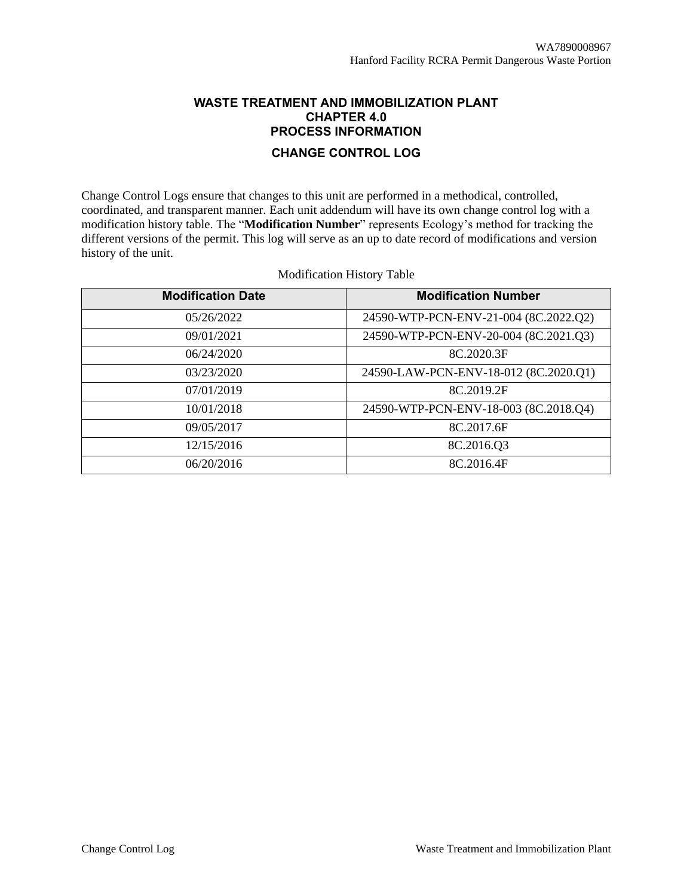# WASTE TREATMENT AND IMMOBILIZATION PLANT
# CHAPTER 4.0
# PROCESS INFORMATION

## CHANGE CONTROL LOG

Change Control Logs ensure that changes to this unit are performed in a methodical, controlled, coordinated, and transparent manner. Each unit addendum will have its own change control log with a modification history table. The "**Modification Number**" represents Ecology's method for tracking the different versions of the permit. This log will serve as an up to date record of modifications and version history of the unit.

Modification History Table

| Modification Date | Modification Number |
|---|---|
| 05/26/2022 | 24590-WTP-PCN-ENV-21-004 (8C.2022.Q2) |
| 09/01/2021 | 24590-WTP-PCN-ENV-20-004 (8C.2021.Q3) |
| 06/24/2020 | 8C.2020.3F |
| 03/23/2020 | 24590-LAW-PCN-ENV-18-012 (8C.2020.Q1) |
| 07/01/2019 | 8C.2019.2F |
| 10/01/2018 | 24590-WTP-PCN-ENV-18-003 (8C.2018.Q4) |
| 09/05/2017 | 8C.2017.6F |
| 12/15/2016 | 8C.2016.Q3 |
| 06/20/2016 | 8C.2016.4F |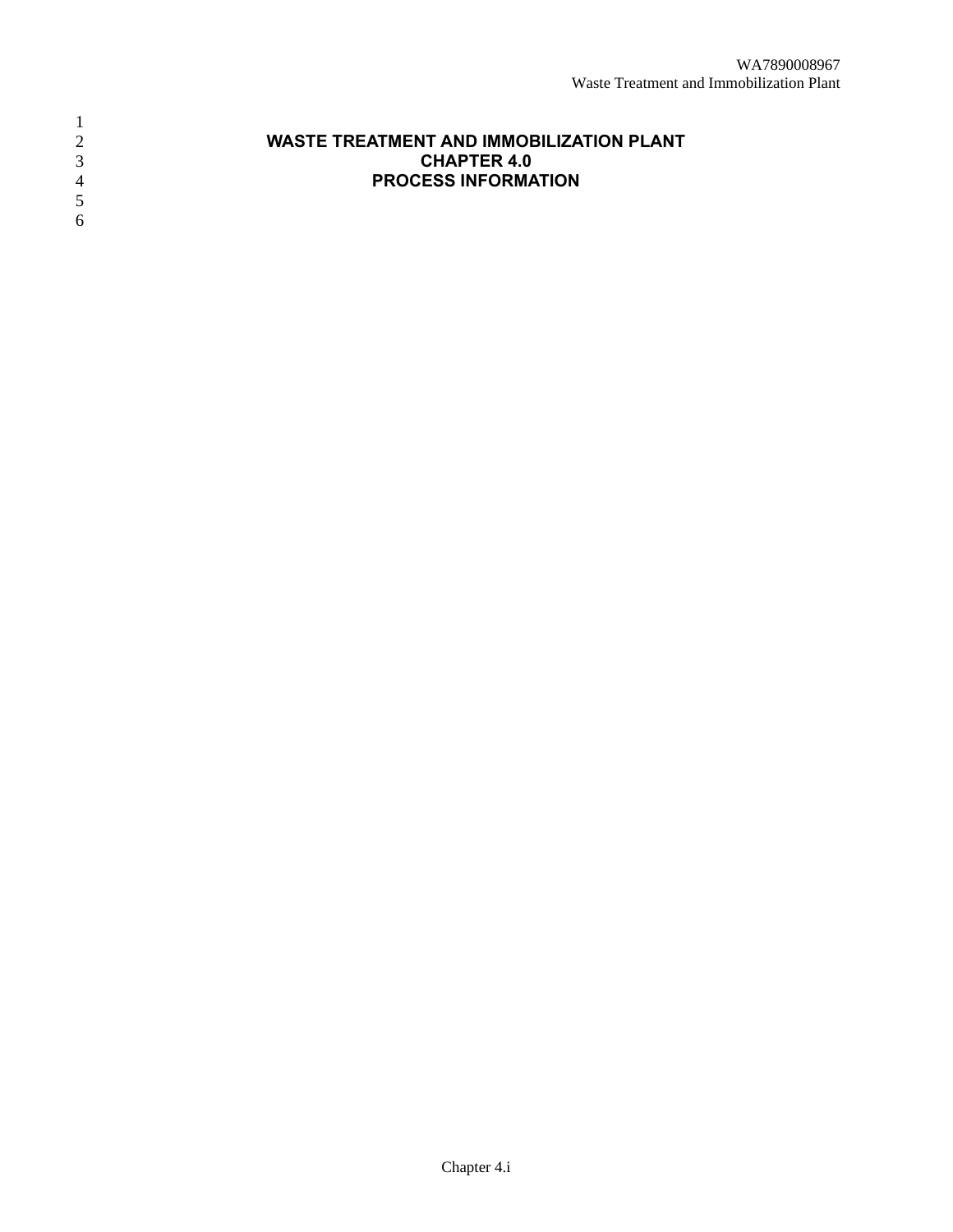# WASTE TREATMENT AND IMMOBILIZATION PLANT
# CHAPTER 4.0
# PROCESS INFORMATION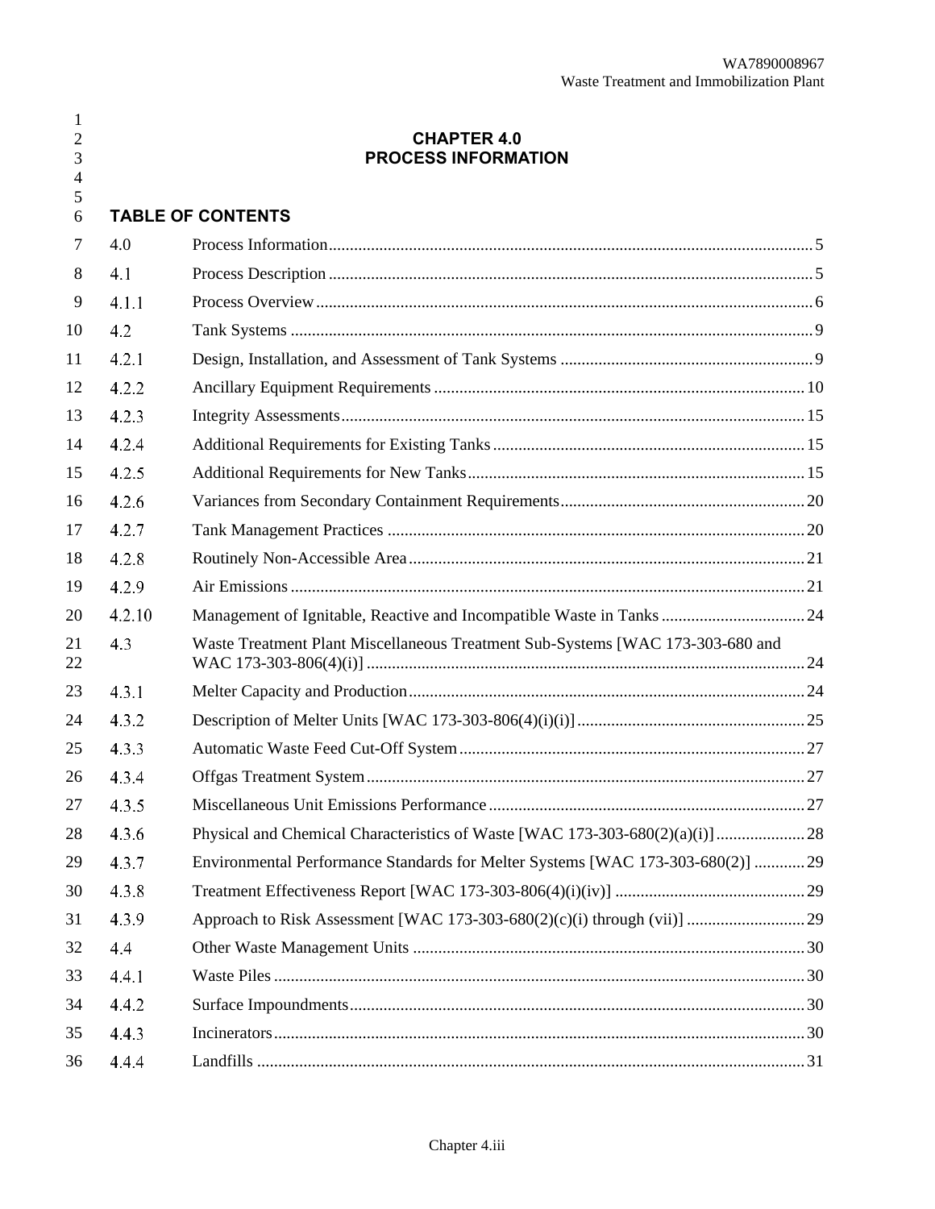# CHAPTER 4.0
# PROCESS INFORMATION

## TABLE OF CONTENTS

| | | |
|---|---|---|
| 4.0 | Process Information | 5 |
| 4.1 | Process Description | 5 |
| 4.1.1 | Process Overview | 6 |
| 4.2 | Tank Systems | 9 |
| 4.2.1 | Design, Installation, and Assessment of Tank Systems | 9 |
| 4.2.2 | Ancillary Equipment Requirements | 10 |
| 4.2.3 | Integrity Assessments | 15 |
| 4.2.4 | Additional Requirements for Existing Tanks | 15 |
| 4.2.5 | Additional Requirements for New Tanks | 15 |
| 4.2.6 | Variances from Secondary Containment Requirements | 20 |
| 4.2.7 | Tank Management Practices | 20 |
| 4.2.8 | Routinely Non-Accessible Area | 21 |
| 4.2.9 | Air Emissions | 21 |
| 4.2.10 | Management of Ignitable, Reactive and Incompatible Waste in Tanks | 24 |
| 4.3 | Waste Treatment Plant Miscellaneous Treatment Sub-Systems [WAC 173-303-680 and WAC 173-303-806(4)(i)] | 24 |
| 4.3.1 | Melter Capacity and Production | 24 |
| 4.3.2 | Description of Melter Units [WAC 173-303-806(4)(i)(i)] | 25 |
| 4.3.3 | Automatic Waste Feed Cut-Off System | 27 |
| 4.3.4 | Offgas Treatment System | 27 |
| 4.3.5 | Miscellaneous Unit Emissions Performance | 27 |
| 4.3.6 | Physical and Chemical Characteristics of Waste [WAC 173-303-680(2)(a)(i)] | 28 |
| 4.3.7 | Environmental Performance Standards for Melter Systems [WAC 173-303-680(2)] | 29 |
| 4.3.8 | Treatment Effectiveness Report [WAC 173-303-806(4)(i)(iv)] | 29 |
| 4.3.9 | Approach to Risk Assessment [WAC 173-303-680(2)(c)(i) through (vii)] | 29 |
| 4.4 | Other Waste Management Units | 30 |
| 4.4.1 | Waste Piles | 30 |
| 4.4.2 | Surface Impoundments | 30 |
| 4.4.3 | Incinerators | 30 |
| 4.4.4 | Landfills | 31 |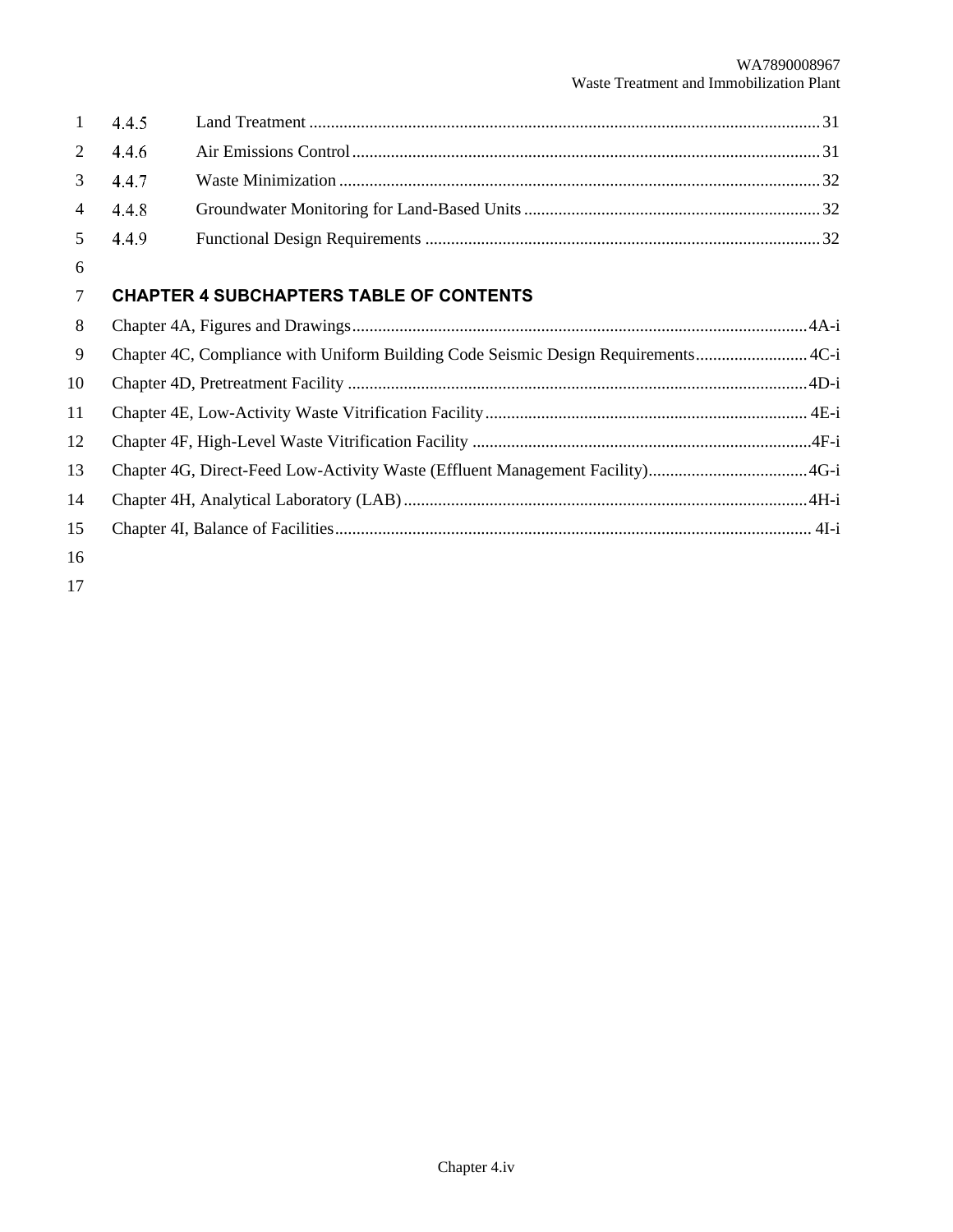4.4.5 Land Treatment ........................................................................................................................ 31

4.4.6 Air Emissions Control ............................................................................................................ 31

4.4.7 Waste Minimization ................................................................................................................ 32

4.4.8 Groundwater Monitoring for Land-Based Units ..................................................................... 32

4.4.9 Functional Design Requirements ........................................................................................... 32

## CHAPTER 4 SUBCHAPTERS TABLE OF CONTENTS

Chapter 4A, Figures and Drawings ........................................................................................................ 4A-i

Chapter 4C, Compliance with Uniform Building Code Seismic Design Requirements .......................... 4C-i

Chapter 4D, Pretreatment Facility .......................................................................................................... 4D-i

Chapter 4E, Low-Activity Waste Vitrification Facility .......................................................................... 4E-i

Chapter 4F, High-Level Waste Vitrification Facility .............................................................................. 4F-i

Chapter 4G, Direct-Feed Low-Activity Waste (Effluent Management Facility) ..................................... 4G-i

Chapter 4H, Analytical Laboratory (LAB) ............................................................................................. 4H-i

Chapter 4I, Balance of Facilities ............................................................................................................. 4I-i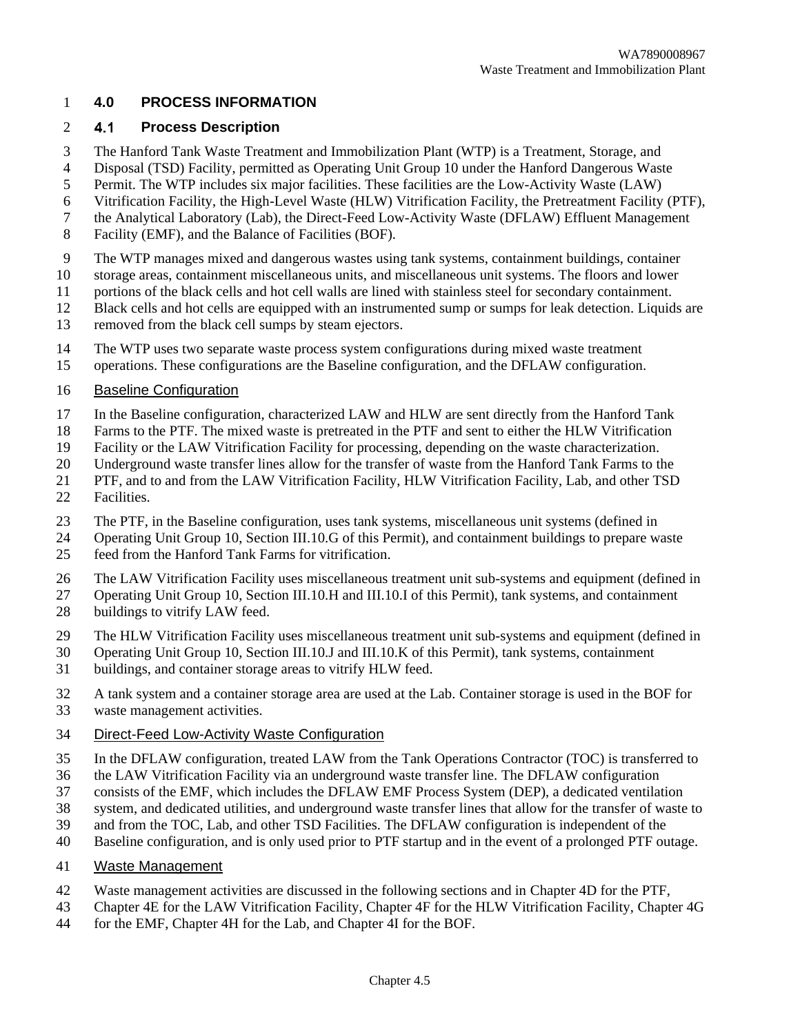# 4.0 PROCESS INFORMATION

## 4.1 Process Description

The Hanford Tank Waste Treatment and Immobilization Plant (WTP) is a Treatment, Storage, and Disposal (TSD) Facility, permitted as Operating Unit Group 10 under the Hanford Dangerous Waste Permit. The WTP includes six major facilities. These facilities are the Low-Activity Waste (LAW) Vitrification Facility, the High-Level Waste (HLW) Vitrification Facility, the Pretreatment Facility (PTF), the Analytical Laboratory (Lab), the Direct-Feed Low-Activity Waste (DFLAW) Effluent Management Facility (EMF), and the Balance of Facilities (BOF).

The WTP manages mixed and dangerous wastes using tank systems, containment buildings, container storage areas, containment miscellaneous units, and miscellaneous unit systems. The floors and lower portions of the black cells and hot cell walls are lined with stainless steel for secondary containment. Black cells and hot cells are equipped with an instrumented sump or sumps for leak detection. Liquids are removed from the black cell sumps by steam ejectors.

The WTP uses two separate waste process system configurations during mixed waste treatment operations. These configurations are the Baseline configuration, and the DFLAW configuration.

Baseline Configuration

In the Baseline configuration, characterized LAW and HLW are sent directly from the Hanford Tank Farms to the PTF. The mixed waste is pretreated in the PTF and sent to either the HLW Vitrification Facility or the LAW Vitrification Facility for processing, depending on the waste characterization. Underground waste transfer lines allow for the transfer of waste from the Hanford Tank Farms to the PTF, and to and from the LAW Vitrification Facility, HLW Vitrification Facility, Lab, and other TSD Facilities.

The PTF, in the Baseline configuration, uses tank systems, miscellaneous unit systems (defined in Operating Unit Group 10, Section III.10.G of this Permit), and containment buildings to prepare waste feed from the Hanford Tank Farms for vitrification.

The LAW Vitrification Facility uses miscellaneous treatment unit sub-systems and equipment (defined in Operating Unit Group 10, Section III.10.H and III.10.I of this Permit), tank systems, and containment buildings to vitrify LAW feed.

The HLW Vitrification Facility uses miscellaneous treatment unit sub-systems and equipment (defined in Operating Unit Group 10, Section III.10.J and III.10.K of this Permit), tank systems, containment buildings, and container storage areas to vitrify HLW feed.

A tank system and a container storage area are used at the Lab. Container storage is used in the BOF for waste management activities.

Direct-Feed Low-Activity Waste Configuration

In the DFLAW configuration, treated LAW from the Tank Operations Contractor (TOC) is transferred to the LAW Vitrification Facility via an underground waste transfer line. The DFLAW configuration consists of the EMF, which includes the DFLAW EMF Process System (DEP), a dedicated ventilation system, and dedicated utilities, and underground waste transfer lines that allow for the transfer of waste to and from the TOC, Lab, and other TSD Facilities. The DFLAW configuration is independent of the Baseline configuration, and is only used prior to PTF startup and in the event of a prolonged PTF outage.

Waste Management

Waste management activities are discussed in the following sections and in Chapter 4D for the PTF, Chapter 4E for the LAW Vitrification Facility, Chapter 4F for the HLW Vitrification Facility, Chapter 4G for the EMF, Chapter 4H for the Lab, and Chapter 4I for the BOF.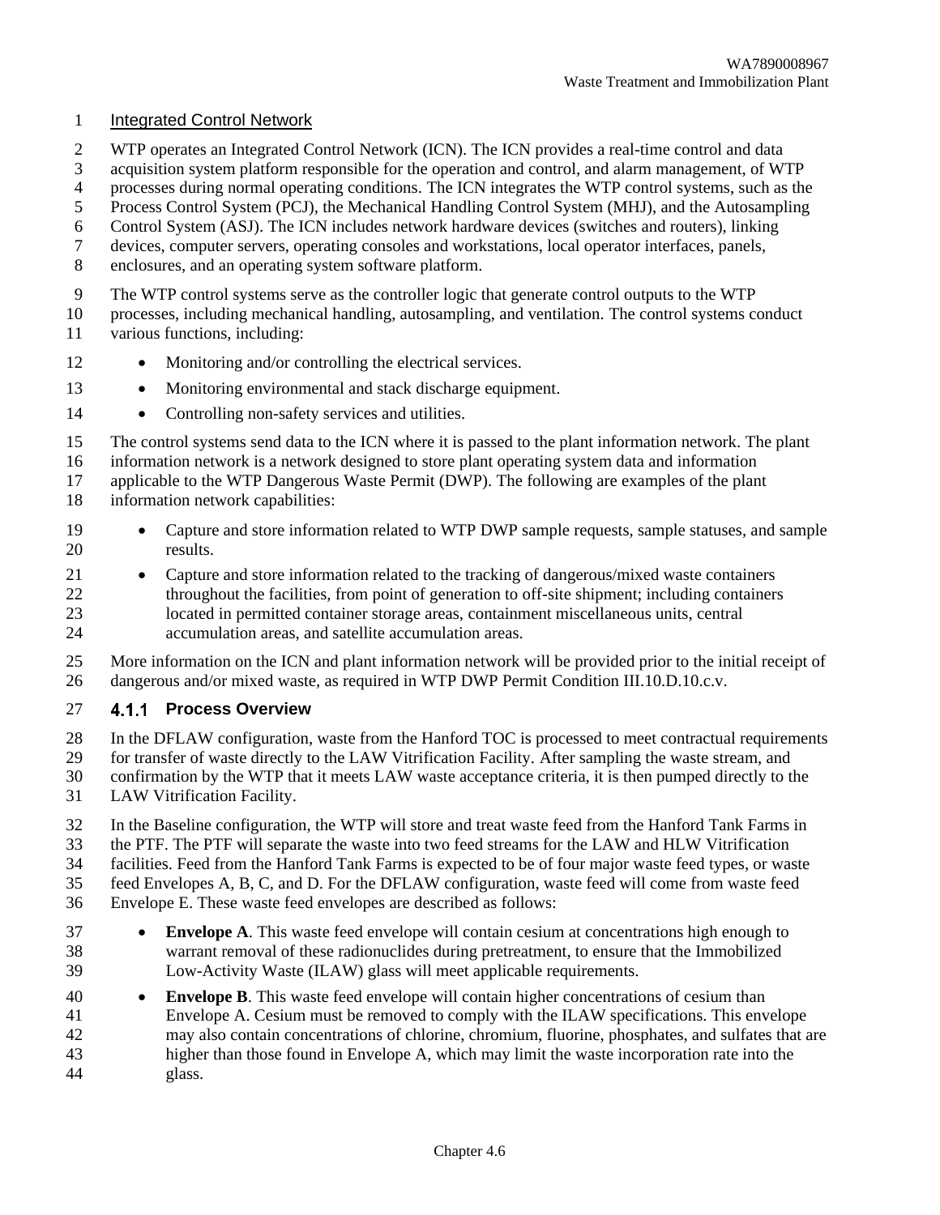Integrated Control Network

WTP operates an Integrated Control Network (ICN). The ICN provides a real-time control and data acquisition system platform responsible for the operation and control, and alarm management, of WTP processes during normal operating conditions. The ICN integrates the WTP control systems, such as the Process Control System (PCJ), the Mechanical Handling Control System (MHJ), and the Autosampling Control System (ASJ). The ICN includes network hardware devices (switches and routers), linking devices, computer servers, operating consoles and workstations, local operator interfaces, panels, enclosures, and an operating system software platform.

The WTP control systems serve as the controller logic that generate control outputs to the WTP processes, including mechanical handling, autosampling, and ventilation. The control systems conduct various functions, including:

- Monitoring and/or controlling the electrical services.
- Monitoring environmental and stack discharge equipment.
- Controlling non-safety services and utilities.

The control systems send data to the ICN where it is passed to the plant information network. The plant information network is a network designed to store plant operating system data and information applicable to the WTP Dangerous Waste Permit (DWP). The following are examples of the plant information network capabilities:

- Capture and store information related to WTP DWP sample requests, sample statuses, and sample results.
- Capture and store information related to the tracking of dangerous/mixed waste containers throughout the facilities, from point of generation to off-site shipment; including containers located in permitted container storage areas, containment miscellaneous units, central accumulation areas, and satellite accumulation areas.

More information on the ICN and plant information network will be provided prior to the initial receipt of dangerous and/or mixed waste, as required in WTP DWP Permit Condition III.10.D.10.c.v.

### 4.1.1 Process Overview

In the DFLAW configuration, waste from the Hanford TOC is processed to meet contractual requirements for transfer of waste directly to the LAW Vitrification Facility. After sampling the waste stream, and confirmation by the WTP that it meets LAW waste acceptance criteria, it is then pumped directly to the LAW Vitrification Facility.

In the Baseline configuration, the WTP will store and treat waste feed from the Hanford Tank Farms in the PTF. The PTF will separate the waste into two feed streams for the LAW and HLW Vitrification facilities. Feed from the Hanford Tank Farms is expected to be of four major waste feed types, or waste feed Envelopes A, B, C, and D. For the DFLAW configuration, waste feed will come from waste feed Envelope E. These waste feed envelopes are described as follows:

- **Envelope A**. This waste feed envelope will contain cesium at concentrations high enough to warrant removal of these radionuclides during pretreatment, to ensure that the Immobilized Low-Activity Waste (ILAW) glass will meet applicable requirements.
- **Envelope B**. This waste feed envelope will contain higher concentrations of cesium than Envelope A. Cesium must be removed to comply with the ILAW specifications. This envelope may also contain concentrations of chlorine, chromium, fluorine, phosphates, and sulfates that are higher than those found in Envelope A, which may limit the waste incorporation rate into the glass.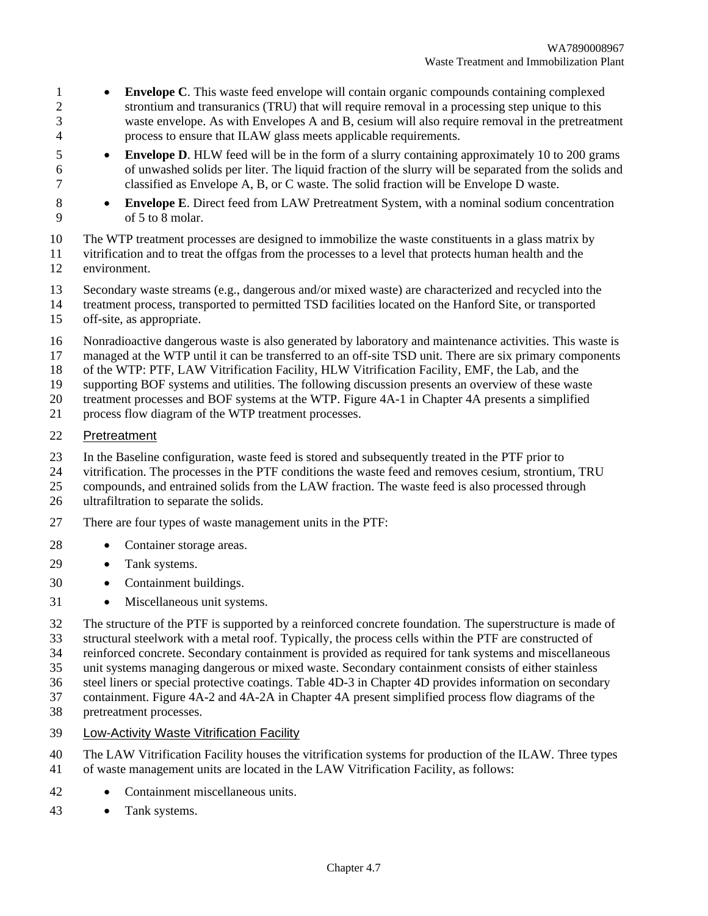- **Envelope C**. This waste feed envelope will contain organic compounds containing complexed strontium and transuranics (TRU) that will require removal in a processing step unique to this waste envelope. As with Envelopes A and B, cesium will also require removal in the pretreatment process to ensure that ILAW glass meets applicable requirements.
- **Envelope D**. HLW feed will be in the form of a slurry containing approximately 10 to 200 grams of unwashed solids per liter. The liquid fraction of the slurry will be separated from the solids and classified as Envelope A, B, or C waste. The solid fraction will be Envelope D waste.
- **Envelope E**. Direct feed from LAW Pretreatment System, with a nominal sodium concentration of 5 to 8 molar.

The WTP treatment processes are designed to immobilize the waste constituents in a glass matrix by vitrification and to treat the offgas from the processes to a level that protects human health and the environment.

Secondary waste streams (e.g., dangerous and/or mixed waste) are characterized and recycled into the treatment process, transported to permitted TSD facilities located on the Hanford Site, or transported off-site, as appropriate.

Nonradioactive dangerous waste is also generated by laboratory and maintenance activities. This waste is managed at the WTP until it can be transferred to an off-site TSD unit. There are six primary components of the WTP: PTF, LAW Vitrification Facility, HLW Vitrification Facility, EMF, the Lab, and the supporting BOF systems and utilities. The following discussion presents an overview of these waste treatment processes and BOF systems at the WTP. Figure 4A-1 in Chapter 4A presents a simplified process flow diagram of the WTP treatment processes.

## Pretreatment

In the Baseline configuration, waste feed is stored and subsequently treated in the PTF prior to vitrification. The processes in the PTF conditions the waste feed and removes cesium, strontium, TRU compounds, and entrained solids from the LAW fraction. The waste feed is also processed through ultrafiltration to separate the solids.

There are four types of waste management units in the PTF:

- Container storage areas.
- Tank systems.
- Containment buildings.
- Miscellaneous unit systems.

The structure of the PTF is supported by a reinforced concrete foundation. The superstructure is made of structural steelwork with a metal roof. Typically, the process cells within the PTF are constructed of reinforced concrete. Secondary containment is provided as required for tank systems and miscellaneous unit systems managing dangerous or mixed waste. Secondary containment consists of either stainless steel liners or special protective coatings. Table 4D-3 in Chapter 4D provides information on secondary containment. Figure 4A-2 and 4A-2A in Chapter 4A present simplified process flow diagrams of the pretreatment processes.

## Low-Activity Waste Vitrification Facility

The LAW Vitrification Facility houses the vitrification systems for production of the ILAW. Three types of waste management units are located in the LAW Vitrification Facility, as follows:

- Containment miscellaneous units.
- Tank systems.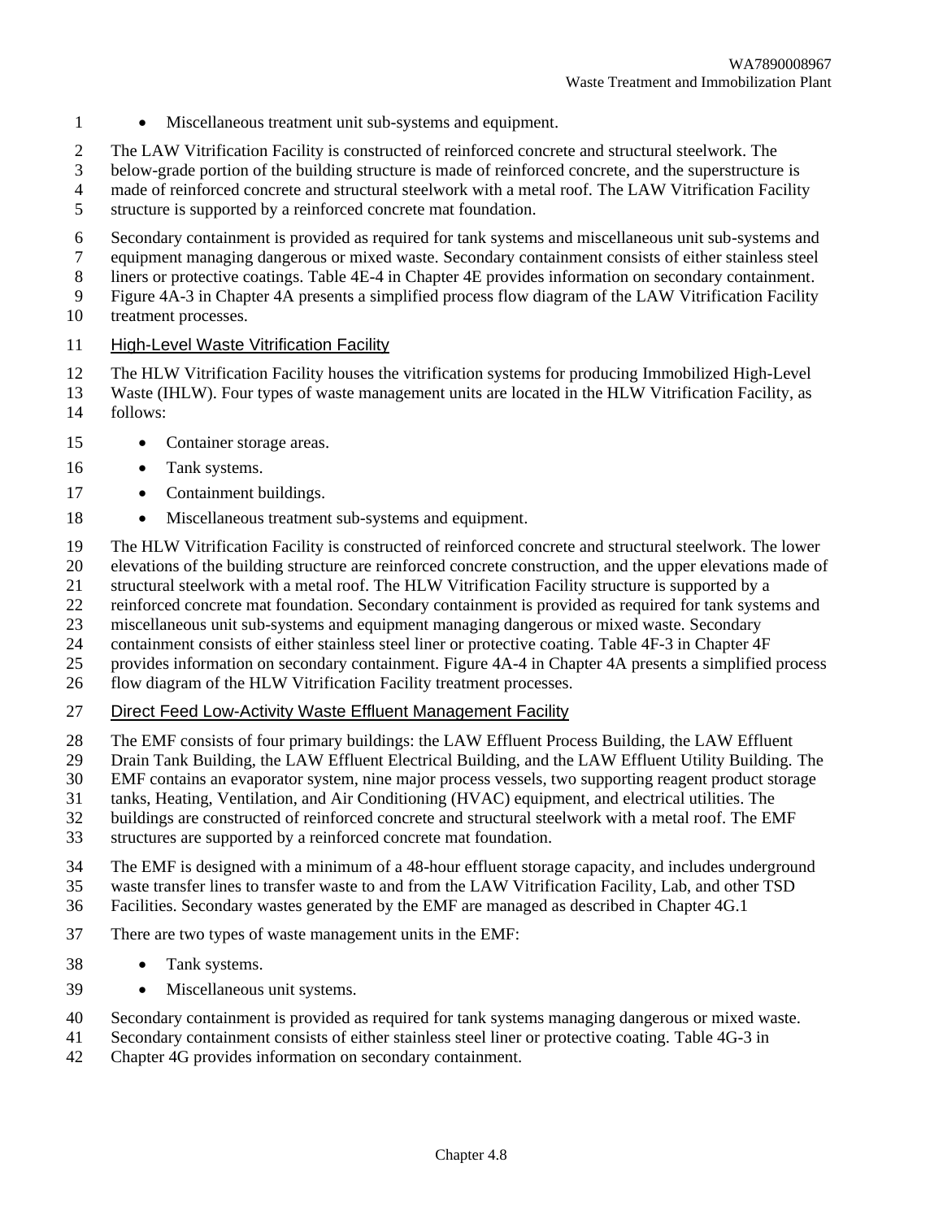- Miscellaneous treatment unit sub-systems and equipment.

The LAW Vitrification Facility is constructed of reinforced concrete and structural steelwork. The below-grade portion of the building structure is made of reinforced concrete, and the superstructure is made of reinforced concrete and structural steelwork with a metal roof. The LAW Vitrification Facility structure is supported by a reinforced concrete mat foundation.

Secondary containment is provided as required for tank systems and miscellaneous unit sub-systems and equipment managing dangerous or mixed waste. Secondary containment consists of either stainless steel liners or protective coatings. Table 4E-4 in Chapter 4E provides information on secondary containment. Figure 4A-3 in Chapter 4A presents a simplified process flow diagram of the LAW Vitrification Facility treatment processes.

### High-Level Waste Vitrification Facility

The HLW Vitrification Facility houses the vitrification systems for producing Immobilized High-Level Waste (IHLW). Four types of waste management units are located in the HLW Vitrification Facility, as follows:

- Container storage areas.
- Tank systems.
- Containment buildings.
- Miscellaneous treatment sub-systems and equipment.

The HLW Vitrification Facility is constructed of reinforced concrete and structural steelwork. The lower elevations of the building structure are reinforced concrete construction, and the upper elevations made of structural steelwork with a metal roof. The HLW Vitrification Facility structure is supported by a reinforced concrete mat foundation. Secondary containment is provided as required for tank systems and miscellaneous unit sub-systems and equipment managing dangerous or mixed waste. Secondary containment consists of either stainless steel liner or protective coating. Table 4F-3 in Chapter 4F provides information on secondary containment. Figure 4A-4 in Chapter 4A presents a simplified process flow diagram of the HLW Vitrification Facility treatment processes.

### Direct Feed Low-Activity Waste Effluent Management Facility

The EMF consists of four primary buildings: the LAW Effluent Process Building, the LAW Effluent Drain Tank Building, the LAW Effluent Electrical Building, and the LAW Effluent Utility Building. The EMF contains an evaporator system, nine major process vessels, two supporting reagent product storage tanks, Heating, Ventilation, and Air Conditioning (HVAC) equipment, and electrical utilities. The buildings are constructed of reinforced concrete and structural steelwork with a metal roof. The EMF structures are supported by a reinforced concrete mat foundation.

The EMF is designed with a minimum of a 48-hour effluent storage capacity, and includes underground waste transfer lines to transfer waste to and from the LAW Vitrification Facility, Lab, and other TSD Facilities. Secondary wastes generated by the EMF are managed as described in Chapter 4G.1

There are two types of waste management units in the EMF:

- Tank systems.
- Miscellaneous unit systems.

Secondary containment is provided as required for tank systems managing dangerous or mixed waste. Secondary containment consists of either stainless steel liner or protective coating. Table 4G-3 in Chapter 4G provides information on secondary containment.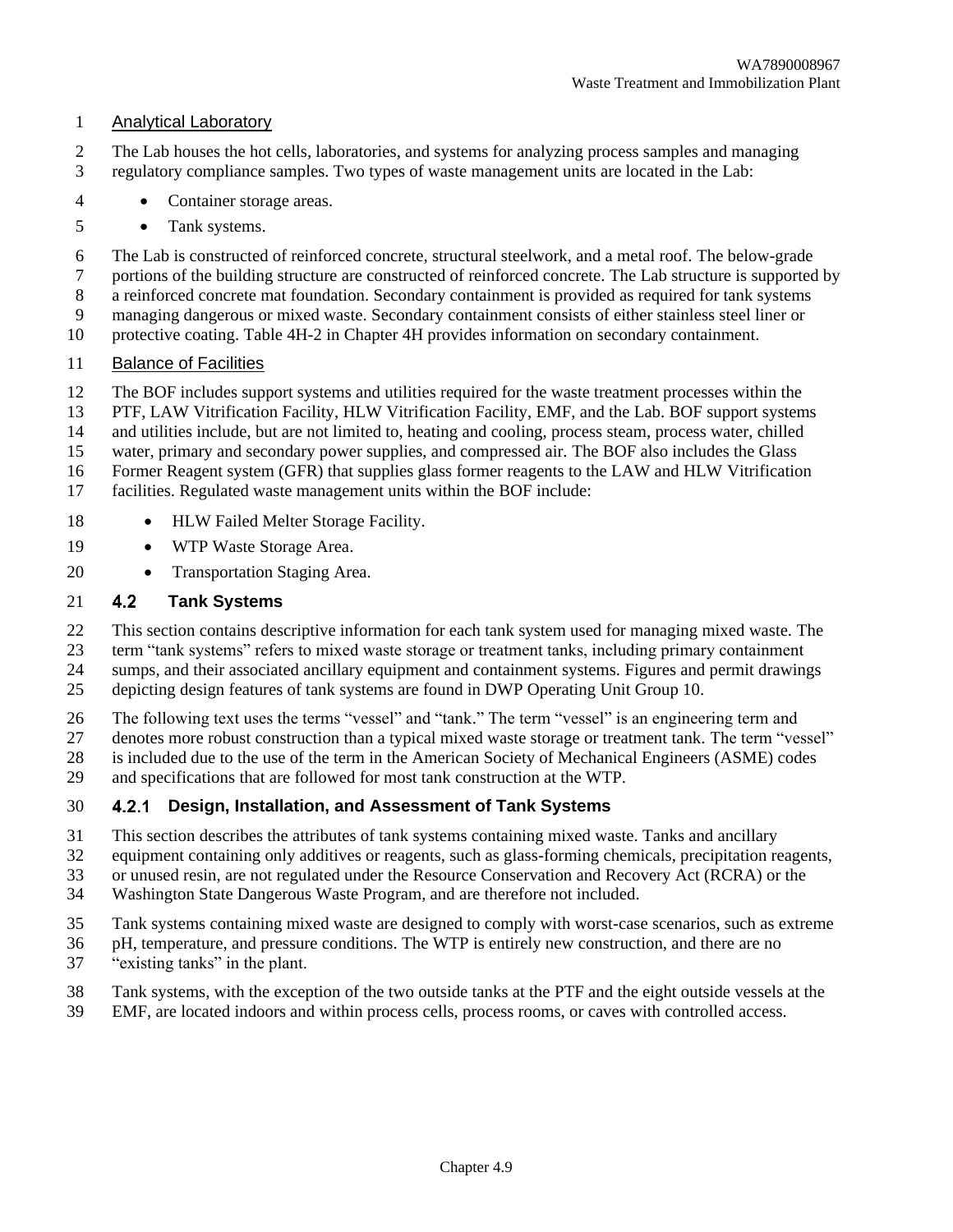Analytical Laboratory

The Lab houses the hot cells, laboratories, and systems for analyzing process samples and managing regulatory compliance samples. Two types of waste management units are located in the Lab:

- Container storage areas.
- Tank systems.

The Lab is constructed of reinforced concrete, structural steelwork, and a metal roof. The below-grade portions of the building structure are constructed of reinforced concrete. The Lab structure is supported by a reinforced concrete mat foundation. Secondary containment is provided as required for tank systems managing dangerous or mixed waste. Secondary containment consists of either stainless steel liner or protective coating. Table 4H-2 in Chapter 4H provides information on secondary containment.

Balance of Facilities

The BOF includes support systems and utilities required for the waste treatment processes within the PTF, LAW Vitrification Facility, HLW Vitrification Facility, EMF, and the Lab. BOF support systems and utilities include, but are not limited to, heating and cooling, process steam, process water, chilled water, primary and secondary power supplies, and compressed air. The BOF also includes the Glass Former Reagent system (GFR) that supplies glass former reagents to the LAW and HLW Vitrification facilities. Regulated waste management units within the BOF include:

- HLW Failed Melter Storage Facility.
- WTP Waste Storage Area.
- Transportation Staging Area.

## 4.2 Tank Systems

This section contains descriptive information for each tank system used for managing mixed waste. The term “tank systems” refers to mixed waste storage or treatment tanks, including primary containment sumps, and their associated ancillary equipment and containment systems. Figures and permit drawings depicting design features of tank systems are found in DWP Operating Unit Group 10.

The following text uses the terms “vessel” and “tank.” The term “vessel” is an engineering term and denotes more robust construction than a typical mixed waste storage or treatment tank. The term “vessel” is included due to the use of the term in the American Society of Mechanical Engineers (ASME) codes and specifications that are followed for most tank construction at the WTP.

### 4.2.1 Design, Installation, and Assessment of Tank Systems

This section describes the attributes of tank systems containing mixed waste. Tanks and ancillary equipment containing only additives or reagents, such as glass-forming chemicals, precipitation reagents, or unused resin, are not regulated under the Resource Conservation and Recovery Act (RCRA) or the Washington State Dangerous Waste Program, and are therefore not included.

Tank systems containing mixed waste are designed to comply with worst-case scenarios, such as extreme pH, temperature, and pressure conditions. The WTP is entirely new construction, and there are no “existing tanks” in the plant.

Tank systems, with the exception of the two outside tanks at the PTF and the eight outside vessels at the EMF, are located indoors and within process cells, process rooms, or caves with controlled access.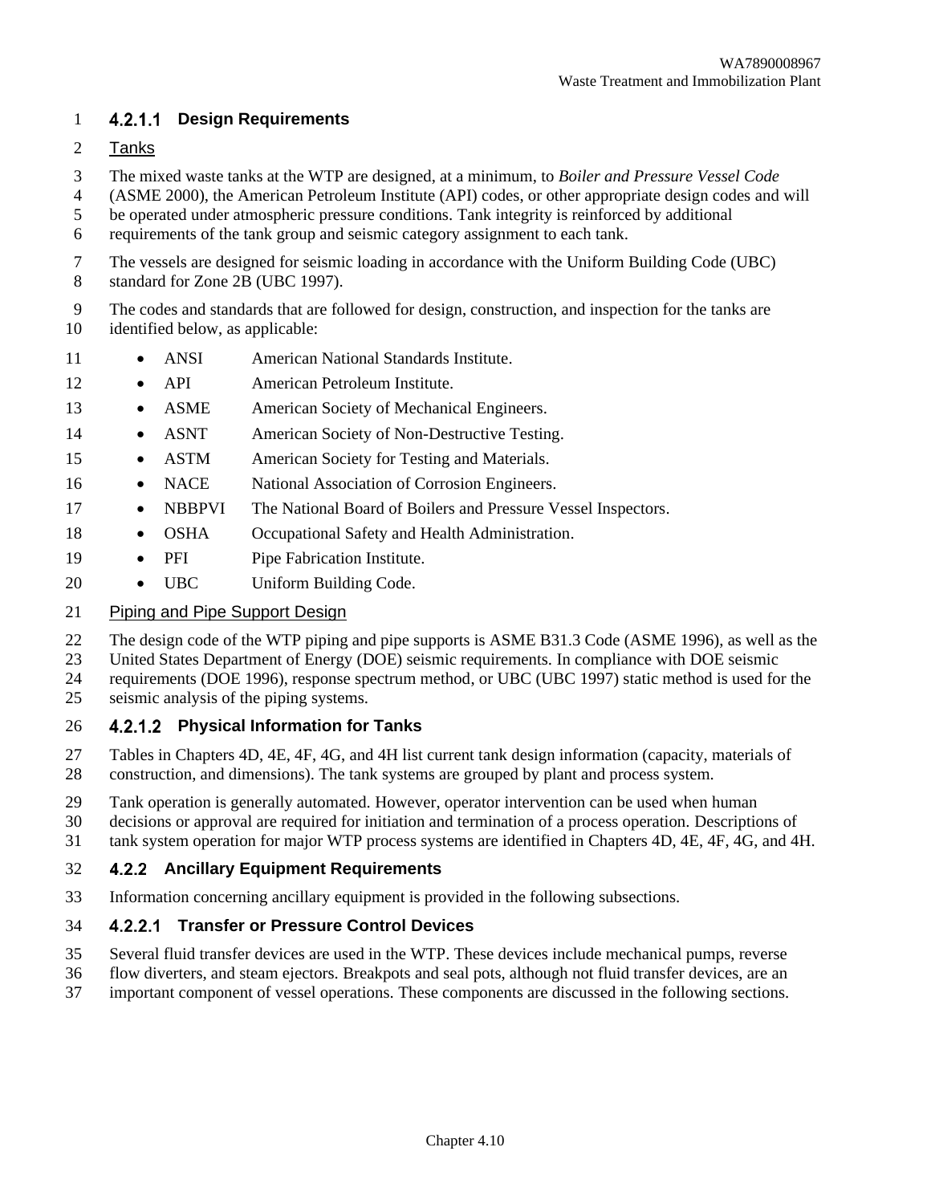#### 4.2.1.1 Design Requirements

Tanks

The mixed waste tanks at the WTP are designed, at a minimum, to *Boiler and Pressure Vessel Code* (ASME 2000), the American Petroleum Institute (API) codes, or other appropriate design codes and will be operated under atmospheric pressure conditions. Tank integrity is reinforced by additional requirements of the tank group and seismic category assignment to each tank.

The vessels are designed for seismic loading in accordance with the Uniform Building Code (UBC) standard for Zone 2B (UBC 1997).

The codes and standards that are followed for design, construction, and inspection for the tanks are identified below, as applicable:

- ANSI American National Standards Institute.
- API American Petroleum Institute.
- ASME American Society of Mechanical Engineers.
- ASNT American Society of Non-Destructive Testing.
- ASTM American Society for Testing and Materials.
- NACE National Association of Corrosion Engineers.
- NBBPVI The National Board of Boilers and Pressure Vessel Inspectors.
- OSHA Occupational Safety and Health Administration.
- PFI Pipe Fabrication Institute.
- UBC Uniform Building Code.

Piping and Pipe Support Design

The design code of the WTP piping and pipe supports is ASME B31.3 Code (ASME 1996), as well as the United States Department of Energy (DOE) seismic requirements. In compliance with DOE seismic requirements (DOE 1996), response spectrum method, or UBC (UBC 1997) static method is used for the seismic analysis of the piping systems.

#### 4.2.1.2 Physical Information for Tanks

Tables in Chapters 4D, 4E, 4F, 4G, and 4H list current tank design information (capacity, materials of construction, and dimensions). The tank systems are grouped by plant and process system.

Tank operation is generally automated. However, operator intervention can be used when human decisions or approval are required for initiation and termination of a process operation. Descriptions of tank system operation for major WTP process systems are identified in Chapters 4D, 4E, 4F, 4G, and 4H.

### 4.2.2 Ancillary Equipment Requirements

Information concerning ancillary equipment is provided in the following subsections.

#### 4.2.2.1 Transfer or Pressure Control Devices

Several fluid transfer devices are used in the WTP. These devices include mechanical pumps, reverse flow diverters, and steam ejectors. Breakpots and seal pots, although not fluid transfer devices, are an important component of vessel operations. These components are discussed in the following sections.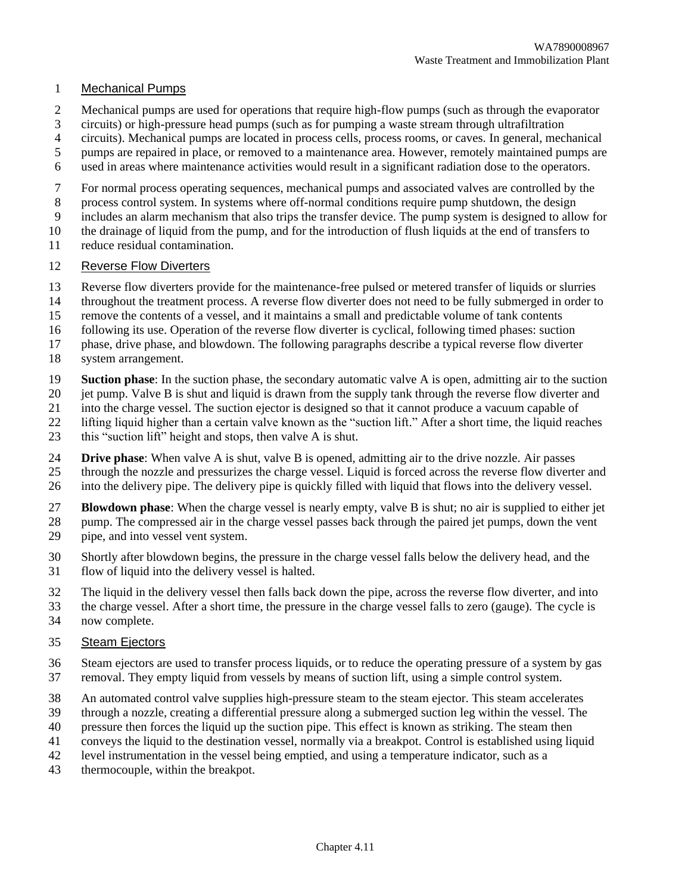### Mechanical Pumps

Mechanical pumps are used for operations that require high-flow pumps (such as through the evaporator circuits) or high-pressure head pumps (such as for pumping a waste stream through ultrafiltration circuits). Mechanical pumps are located in process cells, process rooms, or caves. In general, mechanical pumps are repaired in place, or removed to a maintenance area. However, remotely maintained pumps are used in areas where maintenance activities would result in a significant radiation dose to the operators.

For normal process operating sequences, mechanical pumps and associated valves are controlled by the process control system. In systems where off-normal conditions require pump shutdown, the design includes an alarm mechanism that also trips the transfer device. The pump system is designed to allow for the drainage of liquid from the pump, and for the introduction of flush liquids at the end of transfers to reduce residual contamination.

### Reverse Flow Diverters

Reverse flow diverters provide for the maintenance-free pulsed or metered transfer of liquids or slurries throughout the treatment process. A reverse flow diverter does not need to be fully submerged in order to remove the contents of a vessel, and it maintains a small and predictable volume of tank contents following its use. Operation of the reverse flow diverter is cyclical, following timed phases: suction phase, drive phase, and blowdown. The following paragraphs describe a typical reverse flow diverter system arrangement.

**Suction phase**: In the suction phase, the secondary automatic valve A is open, admitting air to the suction jet pump. Valve B is shut and liquid is drawn from the supply tank through the reverse flow diverter and into the charge vessel. The suction ejector is designed so that it cannot produce a vacuum capable of lifting liquid higher than a certain valve known as the "suction lift." After a short time, the liquid reaches this "suction lift" height and stops, then valve A is shut.

**Drive phase**: When valve A is shut, valve B is opened, admitting air to the drive nozzle. Air passes through the nozzle and pressurizes the charge vessel. Liquid is forced across the reverse flow diverter and into the delivery pipe. The delivery pipe is quickly filled with liquid that flows into the delivery vessel.

**Blowdown phase**: When the charge vessel is nearly empty, valve B is shut; no air is supplied to either jet pump. The compressed air in the charge vessel passes back through the paired jet pumps, down the vent pipe, and into vessel vent system.

Shortly after blowdown begins, the pressure in the charge vessel falls below the delivery head, and the flow of liquid into the delivery vessel is halted.

The liquid in the delivery vessel then falls back down the pipe, across the reverse flow diverter, and into the charge vessel. After a short time, the pressure in the charge vessel falls to zero (gauge). The cycle is now complete.

### Steam Ejectors

Steam ejectors are used to transfer process liquids, or to reduce the operating pressure of a system by gas removal. They empty liquid from vessels by means of suction lift, using a simple control system.

An automated control valve supplies high-pressure steam to the steam ejector. This steam accelerates through a nozzle, creating a differential pressure along a submerged suction leg within the vessel. The pressure then forces the liquid up the suction pipe. This effect is known as striking. The steam then conveys the liquid to the destination vessel, normally via a breakpot. Control is established using liquid level instrumentation in the vessel being emptied, and using a temperature indicator, such as a thermocouple, within the breakpot.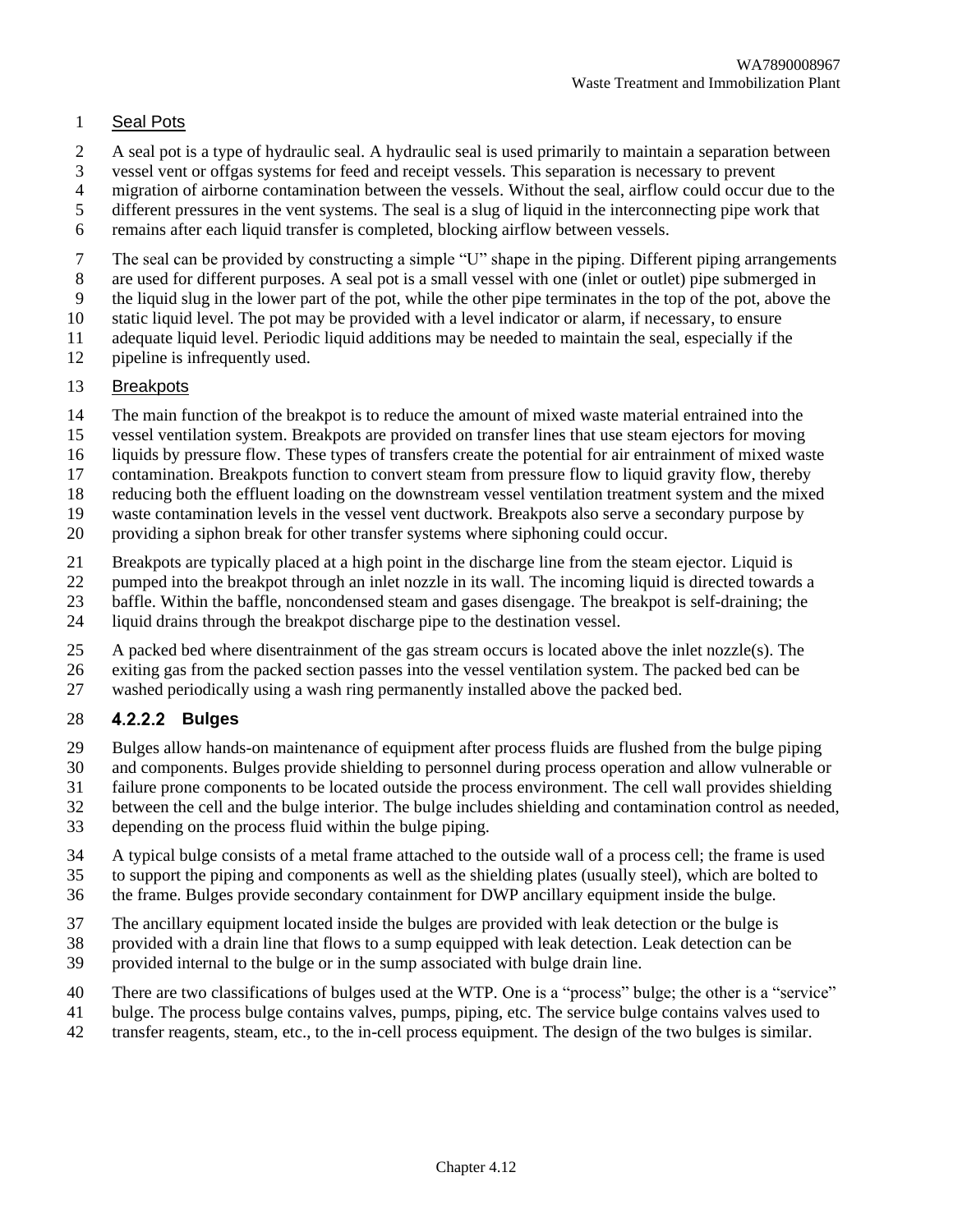Seal Pots

A seal pot is a type of hydraulic seal. A hydraulic seal is used primarily to maintain a separation between vessel vent or offgas systems for feed and receipt vessels. This separation is necessary to prevent migration of airborne contamination between the vessels. Without the seal, airflow could occur due to the different pressures in the vent systems. The seal is a slug of liquid in the interconnecting pipe work that remains after each liquid transfer is completed, blocking airflow between vessels.

The seal can be provided by constructing a simple "U" shape in the piping. Different piping arrangements are used for different purposes. A seal pot is a small vessel with one (inlet or outlet) pipe submerged in the liquid slug in the lower part of the pot, while the other pipe terminates in the top of the pot, above the static liquid level. The pot may be provided with a level indicator or alarm, if necessary, to ensure adequate liquid level. Periodic liquid additions may be needed to maintain the seal, especially if the pipeline is infrequently used.

Breakpots

The main function of the breakpot is to reduce the amount of mixed waste material entrained into the vessel ventilation system. Breakpots are provided on transfer lines that use steam ejectors for moving liquids by pressure flow. These types of transfers create the potential for air entrainment of mixed waste contamination. Breakpots function to convert steam from pressure flow to liquid gravity flow, thereby reducing both the effluent loading on the downstream vessel ventilation treatment system and the mixed waste contamination levels in the vessel vent ductwork. Breakpots also serve a secondary purpose by providing a siphon break for other transfer systems where siphoning could occur.

Breakpots are typically placed at a high point in the discharge line from the steam ejector. Liquid is pumped into the breakpot through an inlet nozzle in its wall. The incoming liquid is directed towards a baffle. Within the baffle, noncondensed steam and gases disengage. The breakpot is self-draining; the liquid drains through the breakpot discharge pipe to the destination vessel.

A packed bed where disentrainment of the gas stream occurs is located above the inlet nozzle(s). The exiting gas from the packed section passes into the vessel ventilation system. The packed bed can be washed periodically using a wash ring permanently installed above the packed bed.

#### 4.2.2.2 Bulges

Bulges allow hands-on maintenance of equipment after process fluids are flushed from the bulge piping and components. Bulges provide shielding to personnel during process operation and allow vulnerable or failure prone components to be located outside the process environment. The cell wall provides shielding between the cell and the bulge interior. The bulge includes shielding and contamination control as needed, depending on the process fluid within the bulge piping.

A typical bulge consists of a metal frame attached to the outside wall of a process cell; the frame is used to support the piping and components as well as the shielding plates (usually steel), which are bolted to the frame. Bulges provide secondary containment for DWP ancillary equipment inside the bulge.

The ancillary equipment located inside the bulges are provided with leak detection or the bulge is provided with a drain line that flows to a sump equipped with leak detection. Leak detection can be provided internal to the bulge or in the sump associated with bulge drain line.

There are two classifications of bulges used at the WTP. One is a "process" bulge; the other is a "service" bulge. The process bulge contains valves, pumps, piping, etc. The service bulge contains valves used to transfer reagents, steam, etc., to the in-cell process equipment. The design of the two bulges is similar.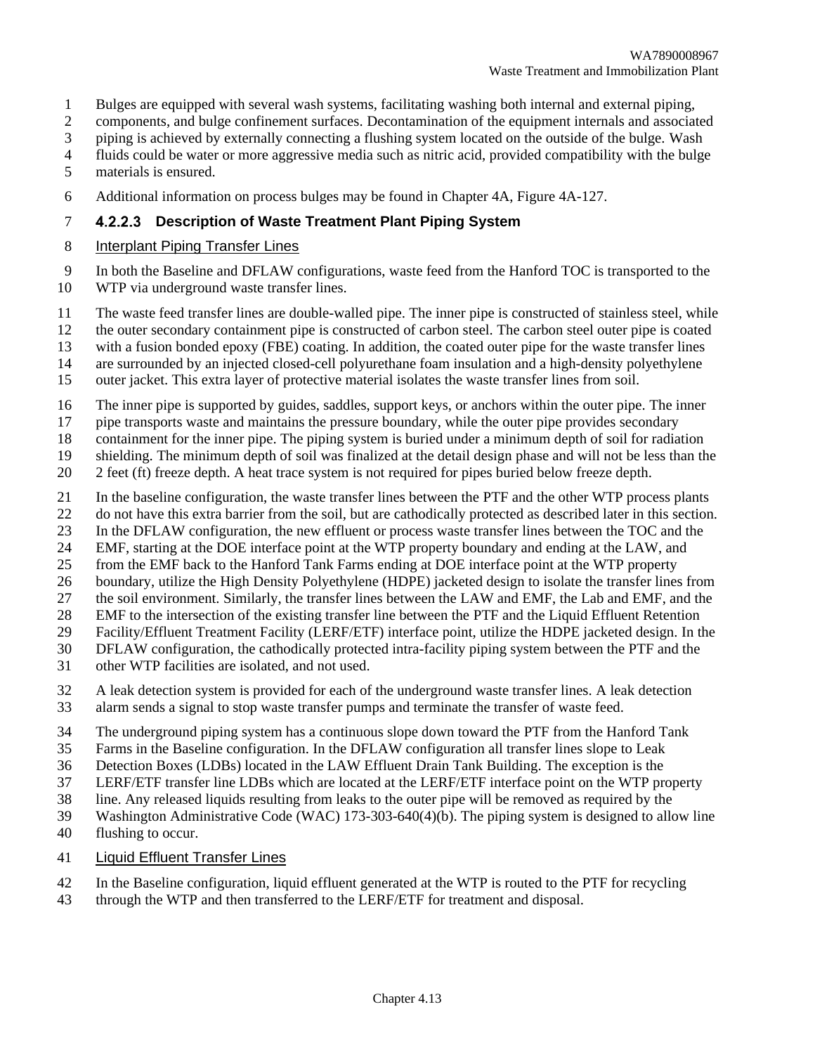Bulges are equipped with several wash systems, facilitating washing both internal and external piping, components, and bulge confinement surfaces. Decontamination of the equipment internals and associated piping is achieved by externally connecting a flushing system located on the outside of the bulge. Wash fluids could be water or more aggressive media such as nitric acid, provided compatibility with the bulge materials is ensured.

Additional information on process bulges may be found in Chapter 4A, Figure 4A-127.

#### 4.2.2.3 Description of Waste Treatment Plant Piping System

Interplant Piping Transfer Lines

In both the Baseline and DFLAW configurations, waste feed from the Hanford TOC is transported to the WTP via underground waste transfer lines.

The waste feed transfer lines are double-walled pipe. The inner pipe is constructed of stainless steel, while the outer secondary containment pipe is constructed of carbon steel. The carbon steel outer pipe is coated with a fusion bonded epoxy (FBE) coating. In addition, the coated outer pipe for the waste transfer lines are surrounded by an injected closed-cell polyurethane foam insulation and a high-density polyethylene outer jacket. This extra layer of protective material isolates the waste transfer lines from soil.

The inner pipe is supported by guides, saddles, support keys, or anchors within the outer pipe. The inner pipe transports waste and maintains the pressure boundary, while the outer pipe provides secondary containment for the inner pipe. The piping system is buried under a minimum depth of soil for radiation shielding. The minimum depth of soil was finalized at the detail design phase and will not be less than the 2 feet (ft) freeze depth. A heat trace system is not required for pipes buried below freeze depth.

In the baseline configuration, the waste transfer lines between the PTF and the other WTP process plants do not have this extra barrier from the soil, but are cathodically protected as described later in this section. In the DFLAW configuration, the new effluent or process waste transfer lines between the TOC and the EMF, starting at the DOE interface point at the WTP property boundary and ending at the LAW, and from the EMF back to the Hanford Tank Farms ending at DOE interface point at the WTP property boundary, utilize the High Density Polyethylene (HDPE) jacketed design to isolate the transfer lines from the soil environment. Similarly, the transfer lines between the LAW and EMF, the Lab and EMF, and the EMF to the intersection of the existing transfer line between the PTF and the Liquid Effluent Retention Facility/Effluent Treatment Facility (LERF/ETF) interface point, utilize the HDPE jacketed design. In the DFLAW configuration, the cathodically protected intra-facility piping system between the PTF and the other WTP facilities are isolated, and not used.

A leak detection system is provided for each of the underground waste transfer lines. A leak detection alarm sends a signal to stop waste transfer pumps and terminate the transfer of waste feed.

The underground piping system has a continuous slope down toward the PTF from the Hanford Tank Farms in the Baseline configuration. In the DFLAW configuration all transfer lines slope to Leak Detection Boxes (LDBs) located in the LAW Effluent Drain Tank Building. The exception is the LERF/ETF transfer line LDBs which are located at the LERF/ETF interface point on the WTP property line. Any released liquids resulting from leaks to the outer pipe will be removed as required by the Washington Administrative Code (WAC) 173-303-640(4)(b). The piping system is designed to allow line flushing to occur.

Liquid Effluent Transfer Lines

In the Baseline configuration, liquid effluent generated at the WTP is routed to the PTF for recycling through the WTP and then transferred to the LERF/ETF for treatment and disposal.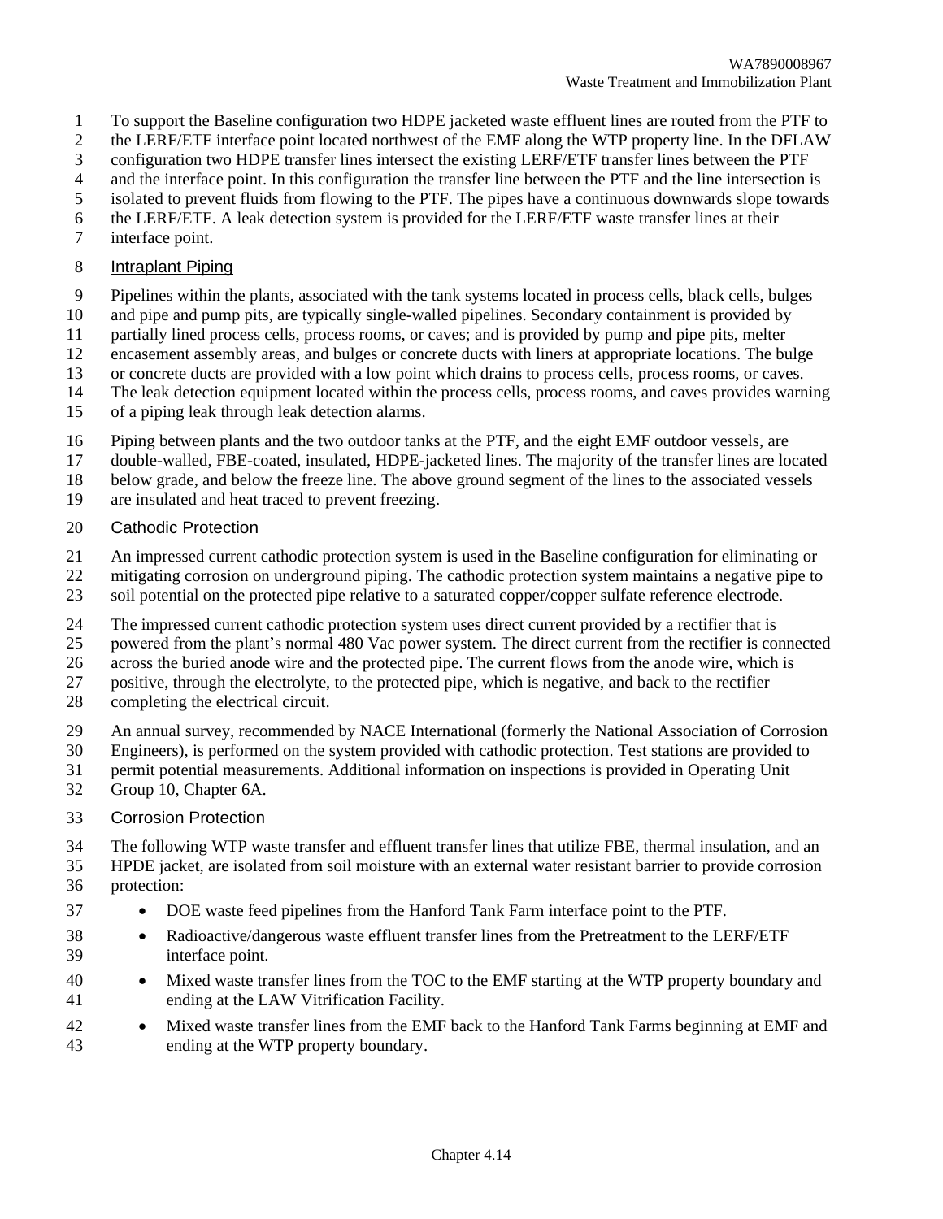To support the Baseline configuration two HDPE jacketed waste effluent lines are routed from the PTF to the LERF/ETF interface point located northwest of the EMF along the WTP property line. In the DFLAW configuration two HDPE transfer lines intersect the existing LERF/ETF transfer lines between the PTF and the interface point. In this configuration the transfer line between the PTF and the line intersection is isolated to prevent fluids from flowing to the PTF. The pipes have a continuous downwards slope towards the LERF/ETF. A leak detection system is provided for the LERF/ETF waste transfer lines at their interface point.

## Intraplant Piping

Pipelines within the plants, associated with the tank systems located in process cells, black cells, bulges and pipe and pump pits, are typically single-walled pipelines. Secondary containment is provided by partially lined process cells, process rooms, or caves; and is provided by pump and pipe pits, melter encasement assembly areas, and bulges or concrete ducts with liners at appropriate locations. The bulge or concrete ducts are provided with a low point which drains to process cells, process rooms, or caves. The leak detection equipment located within the process cells, process rooms, and caves provides warning of a piping leak through leak detection alarms.

Piping between plants and the two outdoor tanks at the PTF, and the eight EMF outdoor vessels, are double-walled, FBE-coated, insulated, HDPE-jacketed lines. The majority of the transfer lines are located below grade, and below the freeze line. The above ground segment of the lines to the associated vessels are insulated and heat traced to prevent freezing.

## Cathodic Protection

An impressed current cathodic protection system is used in the Baseline configuration for eliminating or mitigating corrosion on underground piping. The cathodic protection system maintains a negative pipe to soil potential on the protected pipe relative to a saturated copper/copper sulfate reference electrode.

The impressed current cathodic protection system uses direct current provided by a rectifier that is powered from the plant's normal 480 Vac power system. The direct current from the rectifier is connected across the buried anode wire and the protected pipe. The current flows from the anode wire, which is positive, through the electrolyte, to the protected pipe, which is negative, and back to the rectifier completing the electrical circuit.

An annual survey, recommended by NACE International (formerly the National Association of Corrosion Engineers), is performed on the system provided with cathodic protection. Test stations are provided to permit potential measurements. Additional information on inspections is provided in Operating Unit Group 10, Chapter 6A.

## Corrosion Protection

The following WTP waste transfer and effluent transfer lines that utilize FBE, thermal insulation, and an HPDE jacket, are isolated from soil moisture with an external water resistant barrier to provide corrosion protection:

- DOE waste feed pipelines from the Hanford Tank Farm interface point to the PTF.
- Radioactive/dangerous waste effluent transfer lines from the Pretreatment to the LERF/ETF interface point.
- Mixed waste transfer lines from the TOC to the EMF starting at the WTP property boundary and ending at the LAW Vitrification Facility.
- Mixed waste transfer lines from the EMF back to the Hanford Tank Farms beginning at EMF and ending at the WTP property boundary.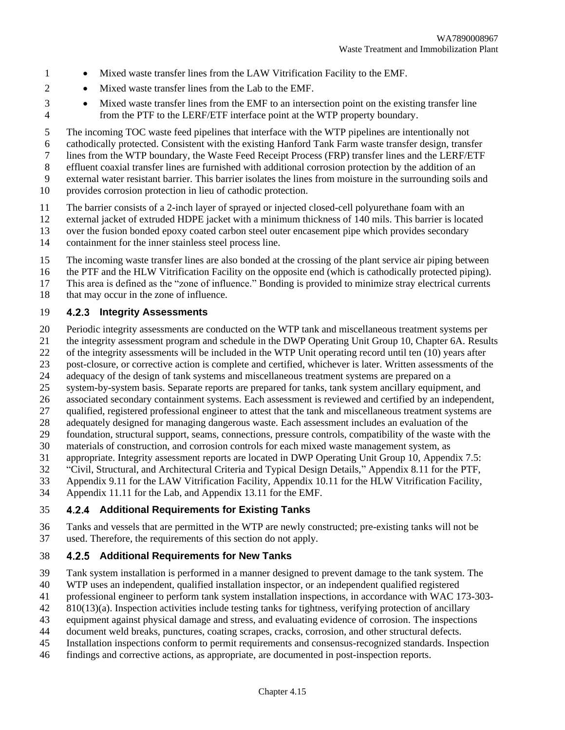- Mixed waste transfer lines from the LAW Vitrification Facility to the EMF.
- Mixed waste transfer lines from the Lab to the EMF.
- Mixed waste transfer lines from the EMF to an intersection point on the existing transfer line from the PTF to the LERF/ETF interface point at the WTP property boundary.

The incoming TOC waste feed pipelines that interface with the WTP pipelines are intentionally not cathodically protected. Consistent with the existing Hanford Tank Farm waste transfer design, transfer lines from the WTP boundary, the Waste Feed Receipt Process (FRP) transfer lines and the LERF/ETF effluent coaxial transfer lines are furnished with additional corrosion protection by the addition of an external water resistant barrier. This barrier isolates the lines from moisture in the surrounding soils and provides corrosion protection in lieu of cathodic protection.

The barrier consists of a 2-inch layer of sprayed or injected closed-cell polyurethane foam with an external jacket of extruded HDPE jacket with a minimum thickness of 140 mils. This barrier is located over the fusion bonded epoxy coated carbon steel outer encasement pipe which provides secondary containment for the inner stainless steel process line.

The incoming waste transfer lines are also bonded at the crossing of the plant service air piping between the PTF and the HLW Vitrification Facility on the opposite end (which is cathodically protected piping). This area is defined as the "zone of influence." Bonding is provided to minimize stray electrical currents that may occur in the zone of influence.

### 4.2.3 Integrity Assessments

Periodic integrity assessments are conducted on the WTP tank and miscellaneous treatment systems per the integrity assessment program and schedule in the DWP Operating Unit Group 10, Chapter 6A. Results of the integrity assessments will be included in the WTP Unit operating record until ten (10) years after post-closure, or corrective action is complete and certified, whichever is later. Written assessments of the adequacy of the design of tank systems and miscellaneous treatment systems are prepared on a system-by-system basis. Separate reports are prepared for tanks, tank system ancillary equipment, and associated secondary containment systems. Each assessment is reviewed and certified by an independent, qualified, registered professional engineer to attest that the tank and miscellaneous treatment systems are adequately designed for managing dangerous waste. Each assessment includes an evaluation of the foundation, structural support, seams, connections, pressure controls, compatibility of the waste with the materials of construction, and corrosion controls for each mixed waste management system, as appropriate. Integrity assessment reports are located in DWP Operating Unit Group 10, Appendix 7.5: "Civil, Structural, and Architectural Criteria and Typical Design Details," Appendix 8.11 for the PTF, Appendix 9.11 for the LAW Vitrification Facility, Appendix 10.11 for the HLW Vitrification Facility, Appendix 11.11 for the Lab, and Appendix 13.11 for the EMF.

### 4.2.4 Additional Requirements for Existing Tanks

Tanks and vessels that are permitted in the WTP are newly constructed; pre-existing tanks will not be used. Therefore, the requirements of this section do not apply.

### 4.2.5 Additional Requirements for New Tanks

Tank system installation is performed in a manner designed to prevent damage to the tank system. The WTP uses an independent, qualified installation inspector, or an independent qualified registered professional engineer to perform tank system installation inspections, in accordance with WAC 173-303-810(13)(a). Inspection activities include testing tanks for tightness, verifying protection of ancillary equipment against physical damage and stress, and evaluating evidence of corrosion. The inspections document weld breaks, punctures, coating scrapes, cracks, corrosion, and other structural defects. Installation inspections conform to permit requirements and consensus-recognized standards. Inspection findings and corrective actions, as appropriate, are documented in post-inspection reports.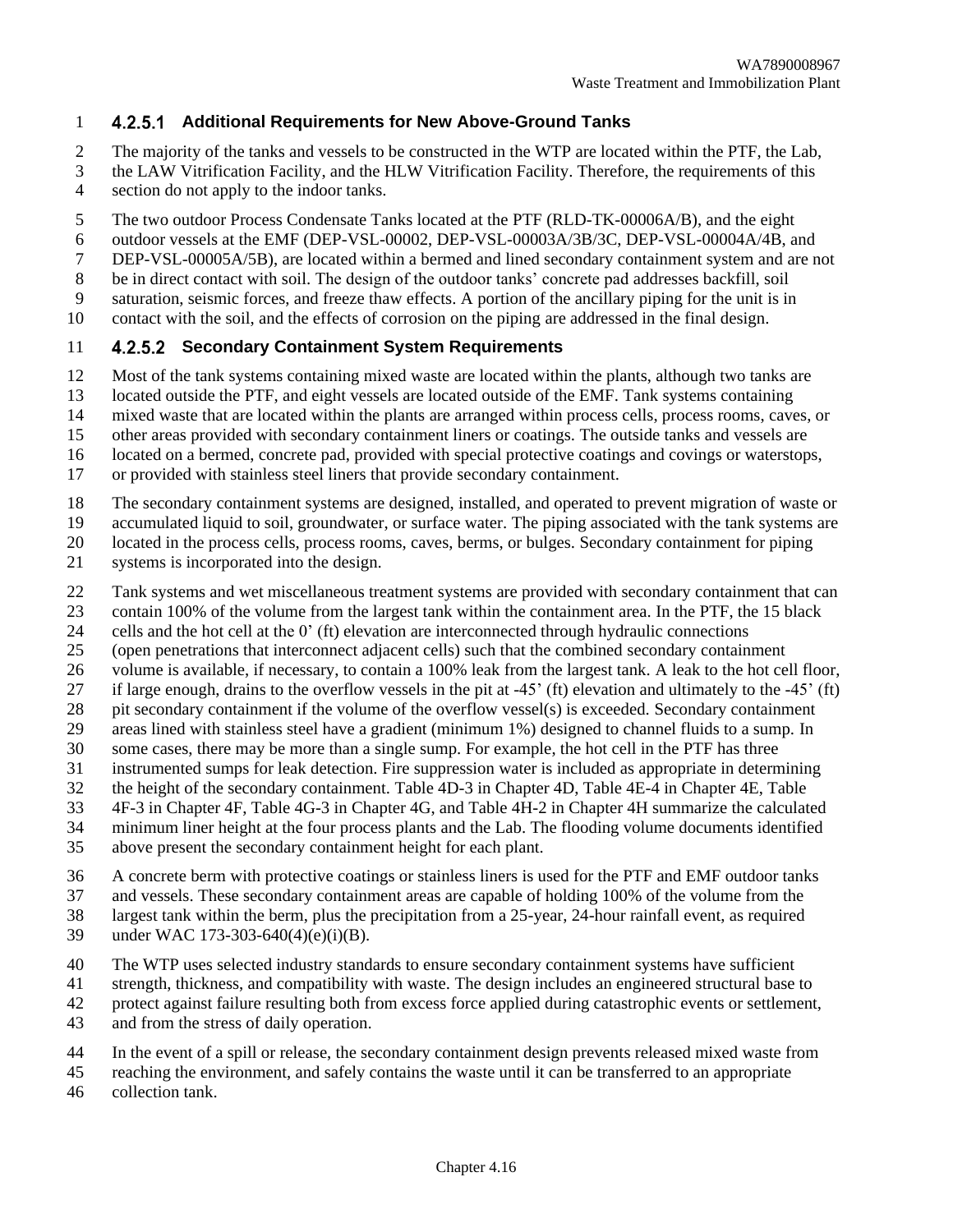#### 4.2.5.1 Additional Requirements for New Above-Ground Tanks

The majority of the tanks and vessels to be constructed in the WTP are located within the PTF, the Lab, the LAW Vitrification Facility, and the HLW Vitrification Facility. Therefore, the requirements of this section do not apply to the indoor tanks.

The two outdoor Process Condensate Tanks located at the PTF (RLD-TK-00006A/B), and the eight outdoor vessels at the EMF (DEP-VSL-00002, DEP-VSL-00003A/3B/3C, DEP-VSL-00004A/4B, and DEP-VSL-00005A/5B), are located within a bermed and lined secondary containment system and are not be in direct contact with soil. The design of the outdoor tanks' concrete pad addresses backfill, soil saturation, seismic forces, and freeze thaw effects. A portion of the ancillary piping for the unit is in contact with the soil, and the effects of corrosion on the piping are addressed in the final design.

#### 4.2.5.2 Secondary Containment System Requirements

Most of the tank systems containing mixed waste are located within the plants, although two tanks are located outside the PTF, and eight vessels are located outside of the EMF. Tank systems containing mixed waste that are located within the plants are arranged within process cells, process rooms, caves, or other areas provided with secondary containment liners or coatings. The outside tanks and vessels are located on a bermed, concrete pad, provided with special protective coatings and covings or waterstops, or provided with stainless steel liners that provide secondary containment.

The secondary containment systems are designed, installed, and operated to prevent migration of waste or accumulated liquid to soil, groundwater, or surface water. The piping associated with the tank systems are located in the process cells, process rooms, caves, berms, or bulges. Secondary containment for piping systems is incorporated into the design.

Tank systems and wet miscellaneous treatment systems are provided with secondary containment that can contain 100% of the volume from the largest tank within the containment area. In the PTF, the 15 black cells and the hot cell at the 0' (ft) elevation are interconnected through hydraulic connections (open penetrations that interconnect adjacent cells) such that the combined secondary containment volume is available, if necessary, to contain a 100% leak from the largest tank. A leak to the hot cell floor, if large enough, drains to the overflow vessels in the pit at -45' (ft) elevation and ultimately to the -45' (ft) pit secondary containment if the volume of the overflow vessel(s) is exceeded. Secondary containment areas lined with stainless steel have a gradient (minimum 1%) designed to channel fluids to a sump. In some cases, there may be more than a single sump. For example, the hot cell in the PTF has three instrumented sumps for leak detection. Fire suppression water is included as appropriate in determining the height of the secondary containment. Table 4D-3 in Chapter 4D, Table 4E-4 in Chapter 4E, Table 4F-3 in Chapter 4F, Table 4G-3 in Chapter 4G, and Table 4H-2 in Chapter 4H summarize the calculated minimum liner height at the four process plants and the Lab. The flooding volume documents identified above present the secondary containment height for each plant.

A concrete berm with protective coatings or stainless liners is used for the PTF and EMF outdoor tanks and vessels. These secondary containment areas are capable of holding 100% of the volume from the largest tank within the berm, plus the precipitation from a 25-year, 24-hour rainfall event, as required under WAC 173-303-640(4)(e)(i)(B).

The WTP uses selected industry standards to ensure secondary containment systems have sufficient strength, thickness, and compatibility with waste. The design includes an engineered structural base to protect against failure resulting both from excess force applied during catastrophic events or settlement, and from the stress of daily operation.

In the event of a spill or release, the secondary containment design prevents released mixed waste from reaching the environment, and safely contains the waste until it can be transferred to an appropriate collection tank.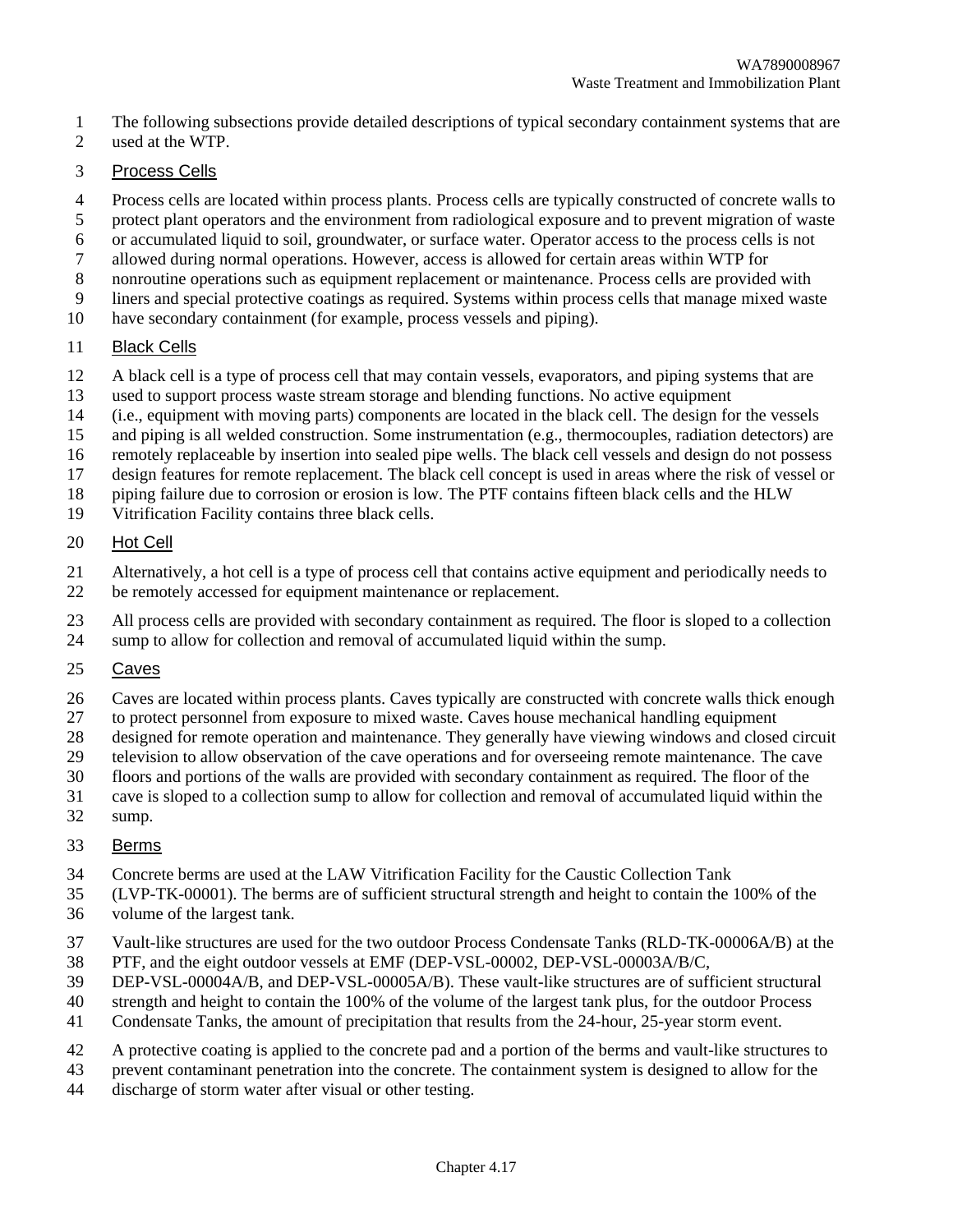The following subsections provide detailed descriptions of typical secondary containment systems that are used at the WTP.

### Process Cells

Process cells are located within process plants. Process cells are typically constructed of concrete walls to protect plant operators and the environment from radiological exposure and to prevent migration of waste or accumulated liquid to soil, groundwater, or surface water. Operator access to the process cells is not allowed during normal operations. However, access is allowed for certain areas within WTP for nonroutine operations such as equipment replacement or maintenance. Process cells are provided with liners and special protective coatings as required. Systems within process cells that manage mixed waste have secondary containment (for example, process vessels and piping).

### Black Cells

A black cell is a type of process cell that may contain vessels, evaporators, and piping systems that are used to support process waste stream storage and blending functions. No active equipment (i.e., equipment with moving parts) components are located in the black cell. The design for the vessels and piping is all welded construction. Some instrumentation (e.g., thermocouples, radiation detectors) are remotely replaceable by insertion into sealed pipe wells. The black cell vessels and design do not possess design features for remote replacement. The black cell concept is used in areas where the risk of vessel or piping failure due to corrosion or erosion is low. The PTF contains fifteen black cells and the HLW Vitrification Facility contains three black cells.

### Hot Cell

Alternatively, a hot cell is a type of process cell that contains active equipment and periodically needs to be remotely accessed for equipment maintenance or replacement.

All process cells are provided with secondary containment as required. The floor is sloped to a collection sump to allow for collection and removal of accumulated liquid within the sump.

### Caves

Caves are located within process plants. Caves typically are constructed with concrete walls thick enough to protect personnel from exposure to mixed waste. Caves house mechanical handling equipment designed for remote operation and maintenance. They generally have viewing windows and closed circuit television to allow observation of the cave operations and for overseeing remote maintenance. The cave floors and portions of the walls are provided with secondary containment as required. The floor of the cave is sloped to a collection sump to allow for collection and removal of accumulated liquid within the sump.

### Berms

Concrete berms are used at the LAW Vitrification Facility for the Caustic Collection Tank (LVP-TK-00001). The berms are of sufficient structural strength and height to contain the 100% of the volume of the largest tank.

Vault-like structures are used for the two outdoor Process Condensate Tanks (RLD-TK-00006A/B) at the PTF, and the eight outdoor vessels at EMF (DEP-VSL-00002, DEP-VSL-00003A/B/C, DEP-VSL-00004A/B, and DEP-VSL-00005A/B). These vault-like structures are of sufficient structural strength and height to contain the 100% of the volume of the largest tank plus, for the outdoor Process Condensate Tanks, the amount of precipitation that results from the 24-hour, 25-year storm event.

A protective coating is applied to the concrete pad and a portion of the berms and vault-like structures to prevent contaminant penetration into the concrete. The containment system is designed to allow for the discharge of storm water after visual or other testing.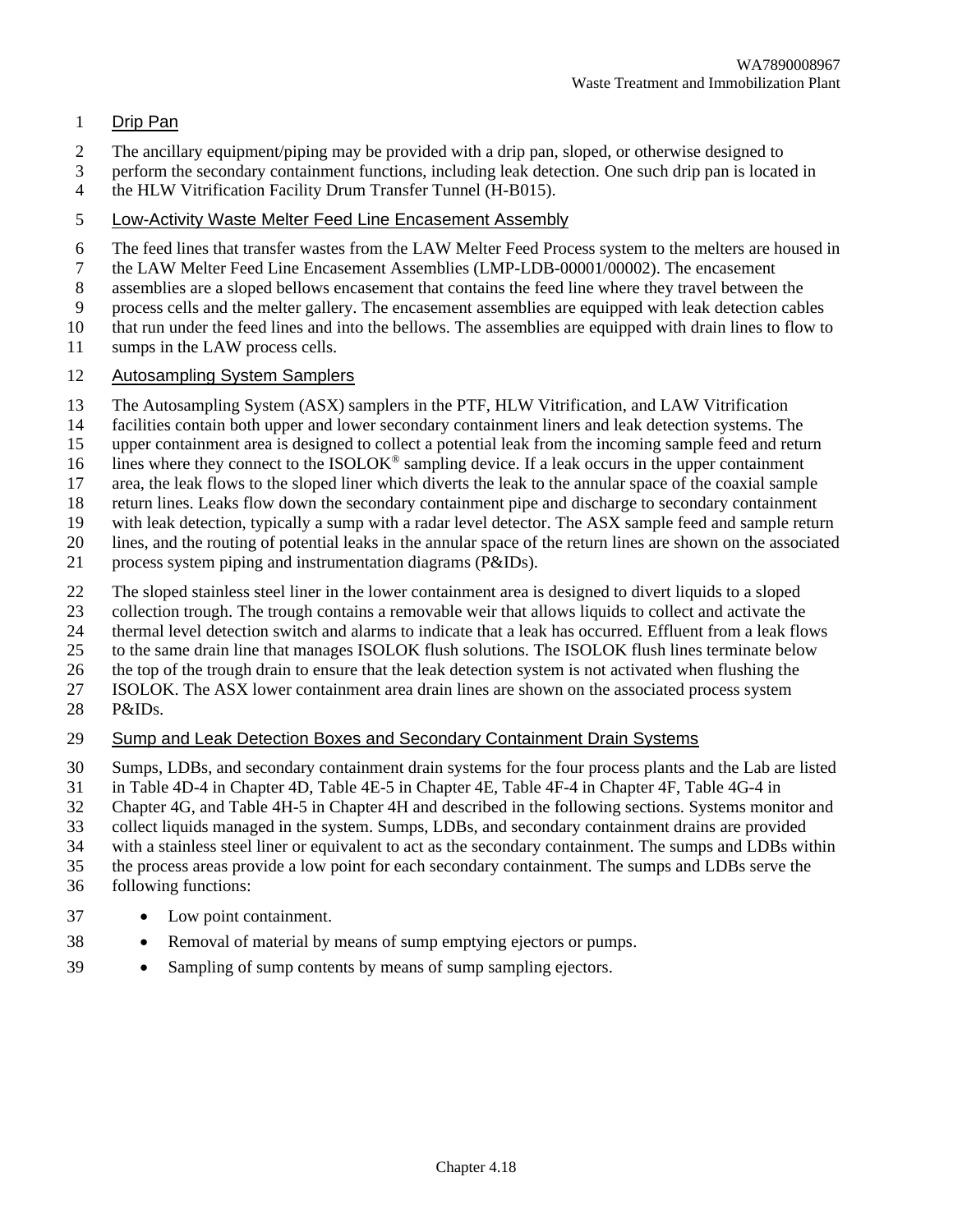#### Drip Pan

The ancillary equipment/piping may be provided with a drip pan, sloped, or otherwise designed to perform the secondary containment functions, including leak detection. One such drip pan is located in the HLW Vitrification Facility Drum Transfer Tunnel (H-B015).

#### Low-Activity Waste Melter Feed Line Encasement Assembly

The feed lines that transfer wastes from the LAW Melter Feed Process system to the melters are housed in the LAW Melter Feed Line Encasement Assemblies (LMP-LDB-00001/00002). The encasement assemblies are a sloped bellows encasement that contains the feed line where they travel between the process cells and the melter gallery. The encasement assemblies are equipped with leak detection cables that run under the feed lines and into the bellows. The assemblies are equipped with drain lines to flow to sumps in the LAW process cells.

#### Autosampling System Samplers

The Autosampling System (ASX) samplers in the PTF, HLW Vitrification, and LAW Vitrification facilities contain both upper and lower secondary containment liners and leak detection systems. The upper containment area is designed to collect a potential leak from the incoming sample feed and return lines where they connect to the ISOLOK® sampling device. If a leak occurs in the upper containment area, the leak flows to the sloped liner which diverts the leak to the annular space of the coaxial sample return lines. Leaks flow down the secondary containment pipe and discharge to secondary containment with leak detection, typically a sump with a radar level detector. The ASX sample feed and sample return lines, and the routing of potential leaks in the annular space of the return lines are shown on the associated process system piping and instrumentation diagrams (P&IDs).

The sloped stainless steel liner in the lower containment area is designed to divert liquids to a sloped collection trough. The trough contains a removable weir that allows liquids to collect and activate the thermal level detection switch and alarms to indicate that a leak has occurred. Effluent from a leak flows to the same drain line that manages ISOLOK flush solutions. The ISOLOK flush lines terminate below the top of the trough drain to ensure that the leak detection system is not activated when flushing the ISOLOK. The ASX lower containment area drain lines are shown on the associated process system P&IDs.

#### Sump and Leak Detection Boxes and Secondary Containment Drain Systems

Sumps, LDBs, and secondary containment drain systems for the four process plants and the Lab are listed in Table 4D-4 in Chapter 4D, Table 4E-5 in Chapter 4E, Table 4F-4 in Chapter 4F, Table 4G-4 in Chapter 4G, and Table 4H-5 in Chapter 4H and described in the following sections. Systems monitor and collect liquids managed in the system. Sumps, LDBs, and secondary containment drains are provided with a stainless steel liner or equivalent to act as the secondary containment. The sumps and LDBs within the process areas provide a low point for each secondary containment. The sumps and LDBs serve the following functions:

- Low point containment.
- Removal of material by means of sump emptying ejectors or pumps.
- Sampling of sump contents by means of sump sampling ejectors.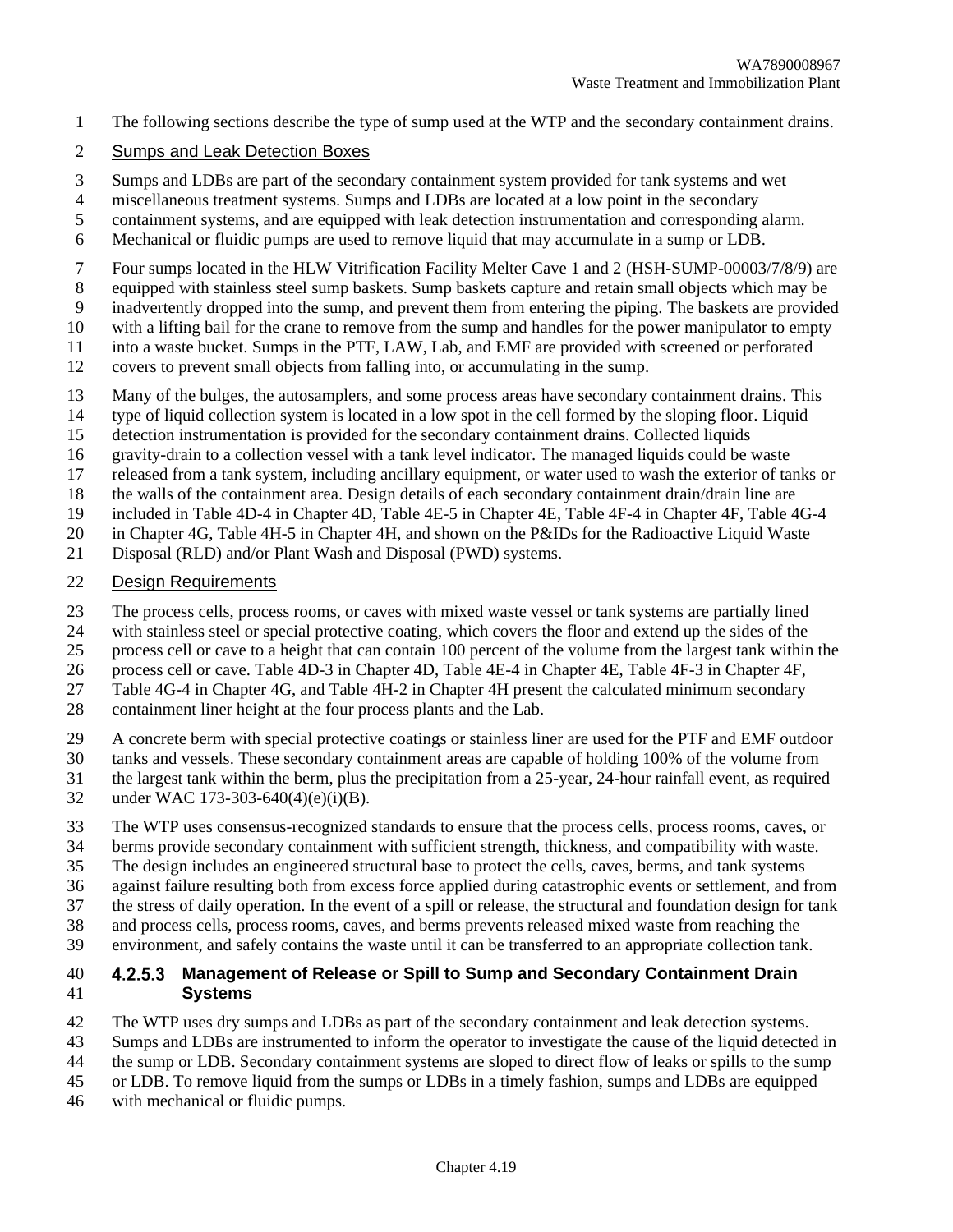The following sections describe the type of sump used at the WTP and the secondary containment drains.

Sumps and Leak Detection Boxes

Sumps and LDBs are part of the secondary containment system provided for tank systems and wet miscellaneous treatment systems. Sumps and LDBs are located at a low point in the secondary containment systems, and are equipped with leak detection instrumentation and corresponding alarm. Mechanical or fluidic pumps are used to remove liquid that may accumulate in a sump or LDB.

Four sumps located in the HLW Vitrification Facility Melter Cave 1 and 2 (HSH-SUMP-00003/7/8/9) are equipped with stainless steel sump baskets. Sump baskets capture and retain small objects which may be inadvertently dropped into the sump, and prevent them from entering the piping. The baskets are provided with a lifting bail for the crane to remove from the sump and handles for the power manipulator to empty into a waste bucket. Sumps in the PTF, LAW, Lab, and EMF are provided with screened or perforated covers to prevent small objects from falling into, or accumulating in the sump.

Many of the bulges, the autosamplers, and some process areas have secondary containment drains. This type of liquid collection system is located in a low spot in the cell formed by the sloping floor. Liquid detection instrumentation is provided for the secondary containment drains. Collected liquids gravity-drain to a collection vessel with a tank level indicator. The managed liquids could be waste released from a tank system, including ancillary equipment, or water used to wash the exterior of tanks or the walls of the containment area. Design details of each secondary containment drain/drain line are included in Table 4D-4 in Chapter 4D, Table 4E-5 in Chapter 4E, Table 4F-4 in Chapter 4F, Table 4G-4 in Chapter 4G, Table 4H-5 in Chapter 4H, and shown on the P&IDs for the Radioactive Liquid Waste Disposal (RLD) and/or Plant Wash and Disposal (PWD) systems.

Design Requirements

The process cells, process rooms, or caves with mixed waste vessel or tank systems are partially lined with stainless steel or special protective coating, which covers the floor and extend up the sides of the process cell or cave to a height that can contain 100 percent of the volume from the largest tank within the process cell or cave. Table 4D-3 in Chapter 4D, Table 4E-4 in Chapter 4E, Table 4F-3 in Chapter 4F, Table 4G-4 in Chapter 4G, and Table 4H-2 in Chapter 4H present the calculated minimum secondary containment liner height at the four process plants and the Lab.

A concrete berm with special protective coatings or stainless liner are used for the PTF and EMF outdoor tanks and vessels. These secondary containment areas are capable of holding 100% of the volume from the largest tank within the berm, plus the precipitation from a 25-year, 24-hour rainfall event, as required under WAC 173-303-640(4)(e)(i)(B).

The WTP uses consensus-recognized standards to ensure that the process cells, process rooms, caves, or berms provide secondary containment with sufficient strength, thickness, and compatibility with waste. The design includes an engineered structural base to protect the cells, caves, berms, and tank systems against failure resulting both from excess force applied during catastrophic events or settlement, and from the stress of daily operation. In the event of a spill or release, the structural and foundation design for tank and process cells, process rooms, caves, and berms prevents released mixed waste from reaching the environment, and safely contains the waste until it can be transferred to an appropriate collection tank.

#### 4.2.5.3 Management of Release or Spill to Sump and Secondary Containment Drain Systems

The WTP uses dry sumps and LDBs as part of the secondary containment and leak detection systems. Sumps and LDBs are instrumented to inform the operator to investigate the cause of the liquid detected in the sump or LDB. Secondary containment systems are sloped to direct flow of leaks or spills to the sump or LDB. To remove liquid from the sumps or LDBs in a timely fashion, sumps and LDBs are equipped with mechanical or fluidic pumps.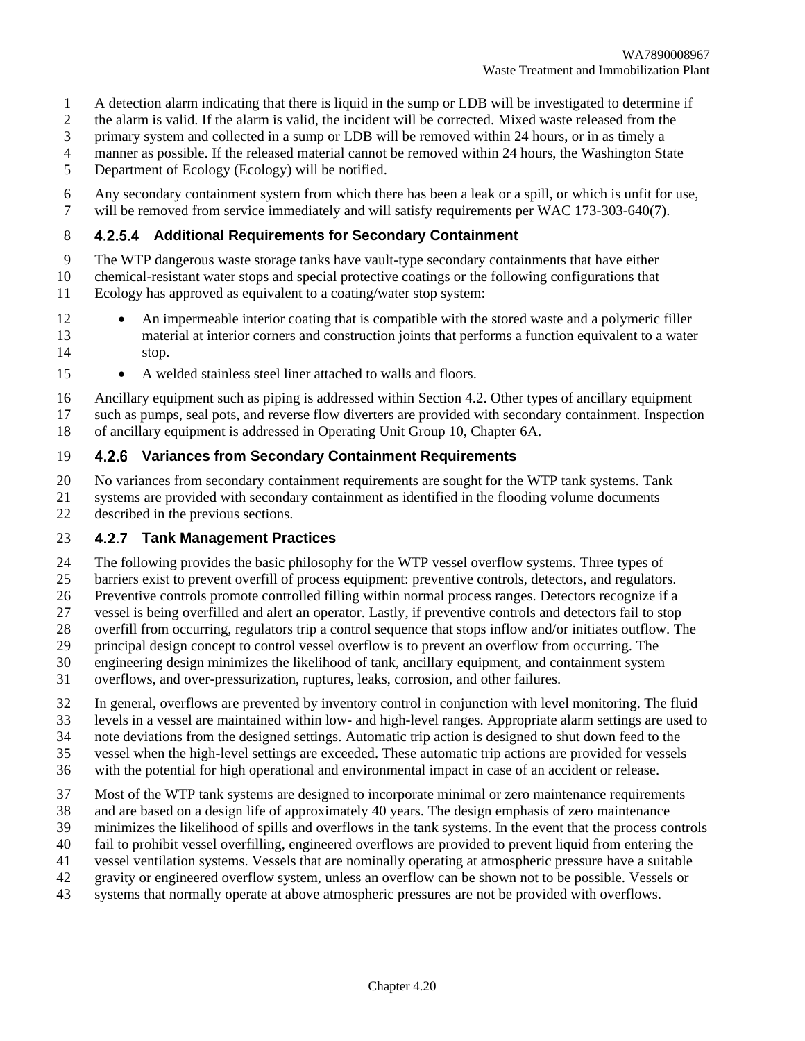A detection alarm indicating that there is liquid in the sump or LDB will be investigated to determine if the alarm is valid. If the alarm is valid, the incident will be corrected. Mixed waste released from the primary system and collected in a sump or LDB will be removed within 24 hours, or in as timely a manner as possible. If the released material cannot be removed within 24 hours, the Washington State Department of Ecology (Ecology) will be notified.

Any secondary containment system from which there has been a leak or a spill, or which is unfit for use, will be removed from service immediately and will satisfy requirements per WAC 173-303-640(7).

#### 4.2.5.4 Additional Requirements for Secondary Containment

The WTP dangerous waste storage tanks have vault-type secondary containments that have either chemical-resistant water stops and special protective coatings or the following configurations that Ecology has approved as equivalent to a coating/water stop system:

- An impermeable interior coating that is compatible with the stored waste and a polymeric filler material at interior corners and construction joints that performs a function equivalent to a water stop.
- A welded stainless steel liner attached to walls and floors.

Ancillary equipment such as piping is addressed within Section 4.2. Other types of ancillary equipment such as pumps, seal pots, and reverse flow diverters are provided with secondary containment. Inspection of ancillary equipment is addressed in Operating Unit Group 10, Chapter 6A.

### 4.2.6 Variances from Secondary Containment Requirements

No variances from secondary containment requirements are sought for the WTP tank systems. Tank systems are provided with secondary containment as identified in the flooding volume documents described in the previous sections.

### 4.2.7 Tank Management Practices

The following provides the basic philosophy for the WTP vessel overflow systems. Three types of barriers exist to prevent overfill of process equipment: preventive controls, detectors, and regulators. Preventive controls promote controlled filling within normal process ranges. Detectors recognize if a vessel is being overfilled and alert an operator. Lastly, if preventive controls and detectors fail to stop overfill from occurring, regulators trip a control sequence that stops inflow and/or initiates outflow. The principal design concept to control vessel overflow is to prevent an overflow from occurring. The engineering design minimizes the likelihood of tank, ancillary equipment, and containment system overflows, and over-pressurization, ruptures, leaks, corrosion, and other failures.

In general, overflows are prevented by inventory control in conjunction with level monitoring. The fluid levels in a vessel are maintained within low- and high-level ranges. Appropriate alarm settings are used to note deviations from the designed settings. Automatic trip action is designed to shut down feed to the vessel when the high-level settings are exceeded. These automatic trip actions are provided for vessels with the potential for high operational and environmental impact in case of an accident or release.

Most of the WTP tank systems are designed to incorporate minimal or zero maintenance requirements and are based on a design life of approximately 40 years. The design emphasis of zero maintenance minimizes the likelihood of spills and overflows in the tank systems. In the event that the process controls fail to prohibit vessel overfilling, engineered overflows are provided to prevent liquid from entering the vessel ventilation systems. Vessels that are nominally operating at atmospheric pressure have a suitable gravity or engineered overflow system, unless an overflow can be shown not to be possible. Vessels or systems that normally operate at above atmospheric pressures are not be provided with overflows.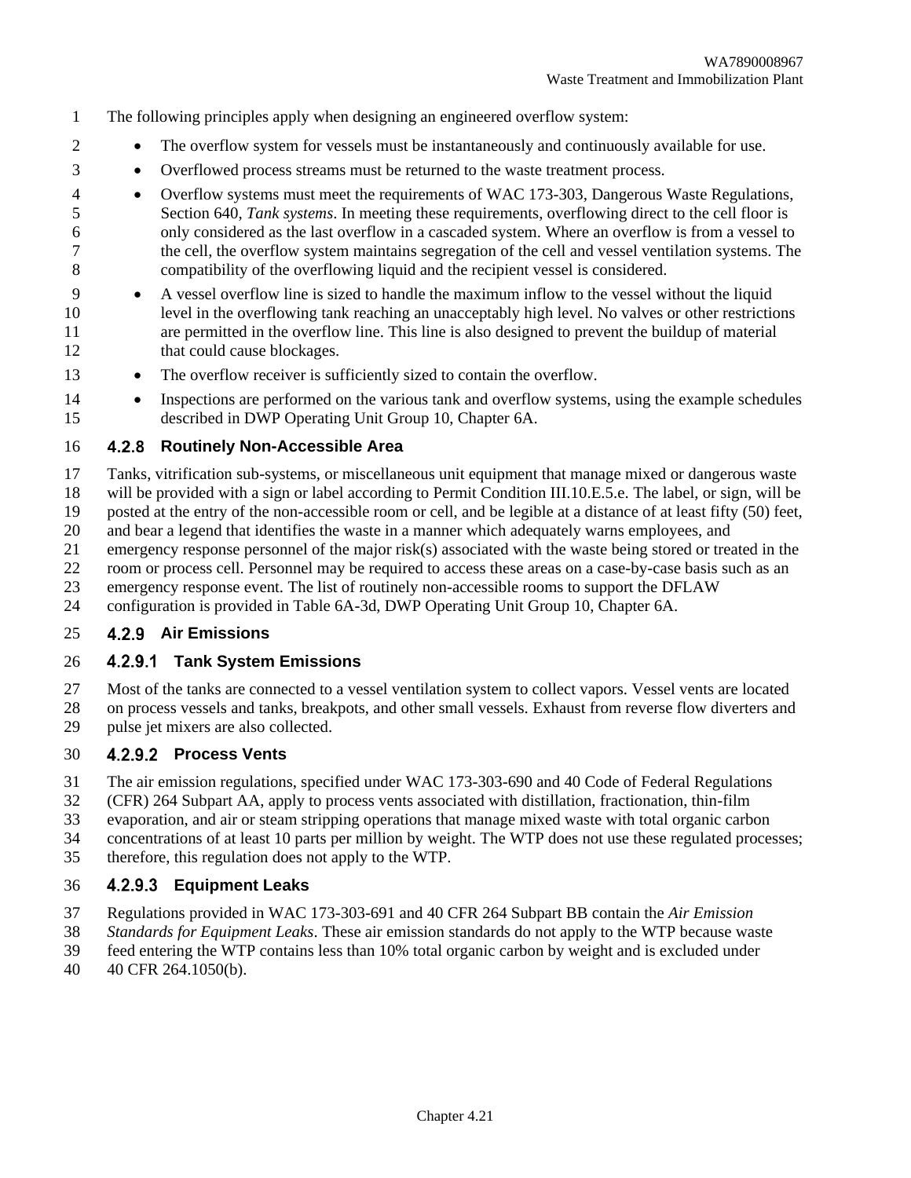The following principles apply when designing an engineered overflow system:

- The overflow system for vessels must be instantaneously and continuously available for use.
- Overflowed process streams must be returned to the waste treatment process.
- Overflow systems must meet the requirements of WAC 173-303, Dangerous Waste Regulations, Section 640, *Tank systems*. In meeting these requirements, overflowing direct to the cell floor is only considered as the last overflow in a cascaded system. Where an overflow is from a vessel to the cell, the overflow system maintains segregation of the cell and vessel ventilation systems. The compatibility of the overflowing liquid and the recipient vessel is considered.
- A vessel overflow line is sized to handle the maximum inflow to the vessel without the liquid level in the overflowing tank reaching an unacceptably high level. No valves or other restrictions are permitted in the overflow line. This line is also designed to prevent the buildup of material that could cause blockages.
- The overflow receiver is sufficiently sized to contain the overflow.
- Inspections are performed on the various tank and overflow systems, using the example schedules described in DWP Operating Unit Group 10, Chapter 6A.

### 4.2.8 Routinely Non-Accessible Area

Tanks, vitrification sub-systems, or miscellaneous unit equipment that manage mixed or dangerous waste will be provided with a sign or label according to Permit Condition III.10.E.5.e. The label, or sign, will be posted at the entry of the non-accessible room or cell, and be legible at a distance of at least fifty (50) feet, and bear a legend that identifies the waste in a manner which adequately warns employees, and emergency response personnel of the major risk(s) associated with the waste being stored or treated in the room or process cell. Personnel may be required to access these areas on a case-by-case basis such as an emergency response event. The list of routinely non-accessible rooms to support the DFLAW configuration is provided in Table 6A-3d, DWP Operating Unit Group 10, Chapter 6A.

### 4.2.9 Air Emissions

#### 4.2.9.1 Tank System Emissions

Most of the tanks are connected to a vessel ventilation system to collect vapors. Vessel vents are located on process vessels and tanks, breakpots, and other small vessels. Exhaust from reverse flow diverters and pulse jet mixers are also collected.

#### 4.2.9.2 Process Vents

The air emission regulations, specified under WAC 173-303-690 and 40 Code of Federal Regulations (CFR) 264 Subpart AA, apply to process vents associated with distillation, fractionation, thin-film evaporation, and air or steam stripping operations that manage mixed waste with total organic carbon concentrations of at least 10 parts per million by weight. The WTP does not use these regulated processes; therefore, this regulation does not apply to the WTP.

#### 4.2.9.3 Equipment Leaks

Regulations provided in WAC 173-303-691 and 40 CFR 264 Subpart BB contain the *Air Emission Standards for Equipment Leaks*. These air emission standards do not apply to the WTP because waste feed entering the WTP contains less than 10% total organic carbon by weight and is excluded under 40 CFR 264.1050(b).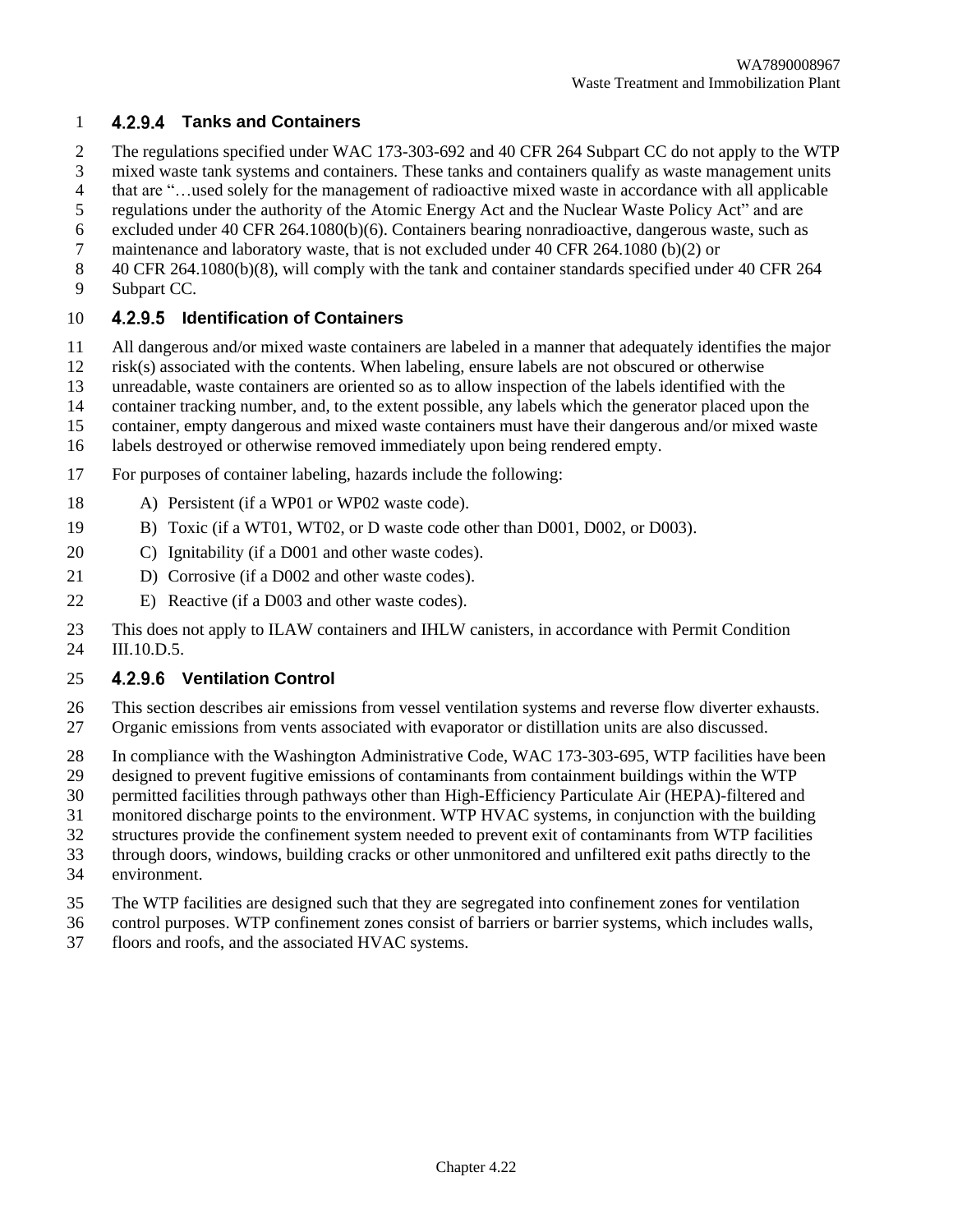#### 4.2.9.4 Tanks and Containers

The regulations specified under WAC 173-303-692 and 40 CFR 264 Subpart CC do not apply to the WTP mixed waste tank systems and containers. These tanks and containers qualify as waste management units that are "…used solely for the management of radioactive mixed waste in accordance with all applicable regulations under the authority of the Atomic Energy Act and the Nuclear Waste Policy Act" and are excluded under 40 CFR 264.1080(b)(6). Containers bearing nonradioactive, dangerous waste, such as maintenance and laboratory waste, that is not excluded under 40 CFR 264.1080 (b)(2) or 40 CFR 264.1080(b)(8), will comply with the tank and container standards specified under 40 CFR 264 Subpart CC.

#### 4.2.9.5 Identification of Containers

All dangerous and/or mixed waste containers are labeled in a manner that adequately identifies the major risk(s) associated with the contents. When labeling, ensure labels are not obscured or otherwise unreadable, waste containers are oriented so as to allow inspection of the labels identified with the container tracking number, and, to the extent possible, any labels which the generator placed upon the container, empty dangerous and mixed waste containers must have their dangerous and/or mixed waste labels destroyed or otherwise removed immediately upon being rendered empty.

For purposes of container labeling, hazards include the following:

A) Persistent (if a WP01 or WP02 waste code).

B) Toxic (if a WT01, WT02, or D waste code other than D001, D002, or D003).

C) Ignitability (if a D001 and other waste codes).

D) Corrosive (if a D002 and other waste codes).

E) Reactive (if a D003 and other waste codes).

This does not apply to ILAW containers and IHLW canisters, in accordance with Permit Condition III.10.D.5.

#### 4.2.9.6 Ventilation Control

This section describes air emissions from vessel ventilation systems and reverse flow diverter exhausts. Organic emissions from vents associated with evaporator or distillation units are also discussed.

In compliance with the Washington Administrative Code, WAC 173-303-695, WTP facilities have been designed to prevent fugitive emissions of contaminants from containment buildings within the WTP permitted facilities through pathways other than High-Efficiency Particulate Air (HEPA)-filtered and monitored discharge points to the environment. WTP HVAC systems, in conjunction with the building structures provide the confinement system needed to prevent exit of contaminants from WTP facilities through doors, windows, building cracks or other unmonitored and unfiltered exit paths directly to the environment.

The WTP facilities are designed such that they are segregated into confinement zones for ventilation control purposes. WTP confinement zones consist of barriers or barrier systems, which includes walls, floors and roofs, and the associated HVAC systems.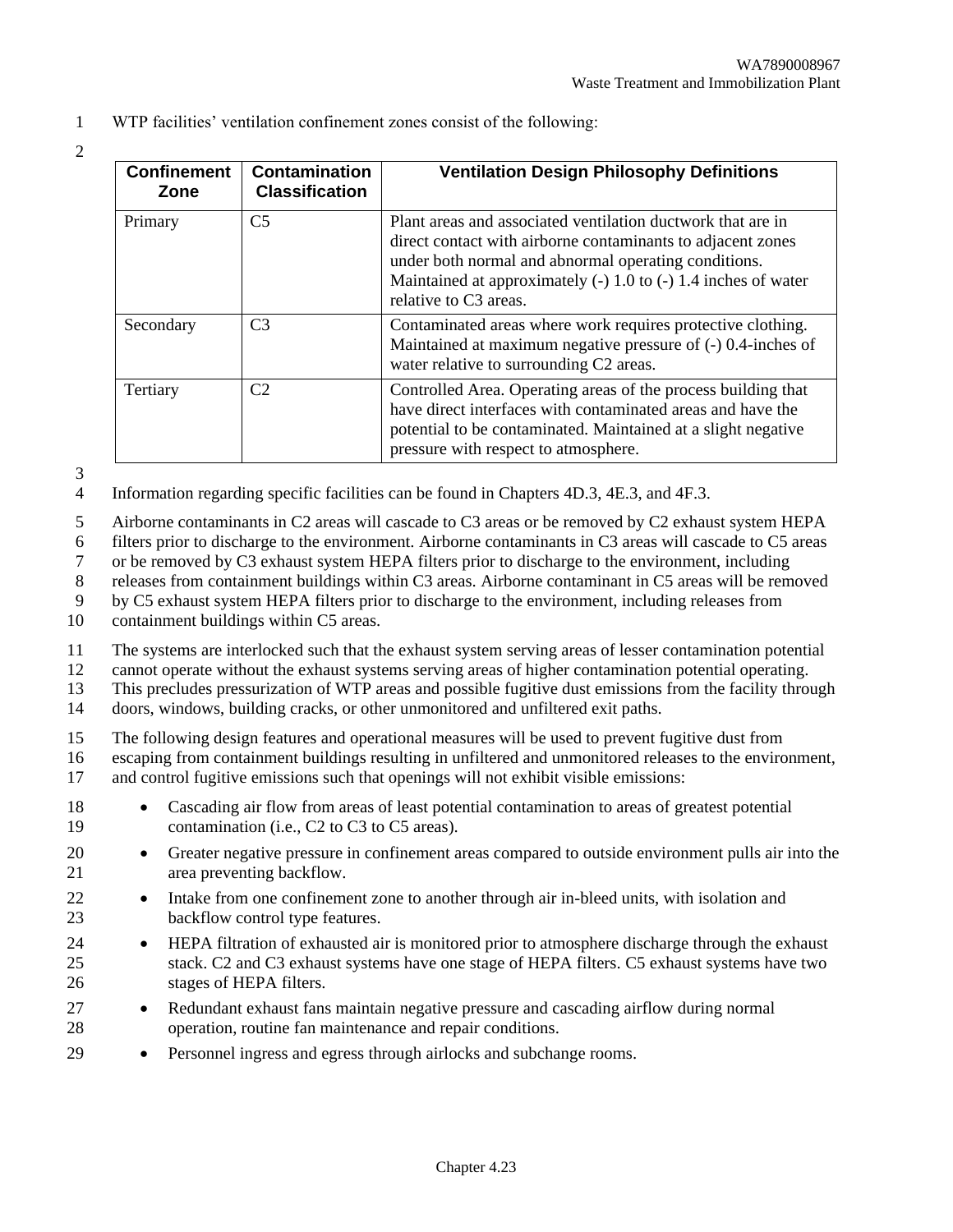WTP facilities' ventilation confinement zones consist of the following:

| Confinement Zone | Contamination Classification | Ventilation Design Philosophy Definitions |
|---|---|---|
| Primary | C5 | Plant areas and associated ventilation ductwork that are in direct contact with airborne contaminants to adjacent zones under both normal and abnormal operating conditions. Maintained at approximately (-) 1.0 to (-) 1.4 inches of water relative to C3 areas. |
| Secondary | C3 | Contaminated areas where work requires protective clothing. Maintained at maximum negative pressure of (-) 0.4-inches of water relative to surrounding C2 areas. |
| Tertiary | C2 | Controlled Area. Operating areas of the process building that have direct interfaces with contaminated areas and have the potential to be contaminated. Maintained at a slight negative pressure with respect to atmosphere. |

Information regarding specific facilities can be found in Chapters 4D.3, 4E.3, and 4F.3.

Airborne contaminants in C2 areas will cascade to C3 areas or be removed by C2 exhaust system HEPA filters prior to discharge to the environment. Airborne contaminants in C3 areas will cascade to C5 areas or be removed by C3 exhaust system HEPA filters prior to discharge to the environment, including releases from containment buildings within C3 areas. Airborne contaminant in C5 areas will be removed by C5 exhaust system HEPA filters prior to discharge to the environment, including releases from containment buildings within C5 areas.

The systems are interlocked such that the exhaust system serving areas of lesser contamination potential cannot operate without the exhaust systems serving areas of higher contamination potential operating. This precludes pressurization of WTP areas and possible fugitive dust emissions from the facility through doors, windows, building cracks, or other unmonitored and unfiltered exit paths.

The following design features and operational measures will be used to prevent fugitive dust from escaping from containment buildings resulting in unfiltered and unmonitored releases to the environment, and control fugitive emissions such that openings will not exhibit visible emissions:

- Cascading air flow from areas of least potential contamination to areas of greatest potential contamination (i.e., C2 to C3 to C5 areas).
- Greater negative pressure in confinement areas compared to outside environment pulls air into the area preventing backflow.
- Intake from one confinement zone to another through air in-bleed units, with isolation and backflow control type features.
- HEPA filtration of exhausted air is monitored prior to atmosphere discharge through the exhaust stack. C2 and C3 exhaust systems have one stage of HEPA filters. C5 exhaust systems have two stages of HEPA filters.
- Redundant exhaust fans maintain negative pressure and cascading airflow during normal operation, routine fan maintenance and repair conditions.
- Personnel ingress and egress through airlocks and subchange rooms.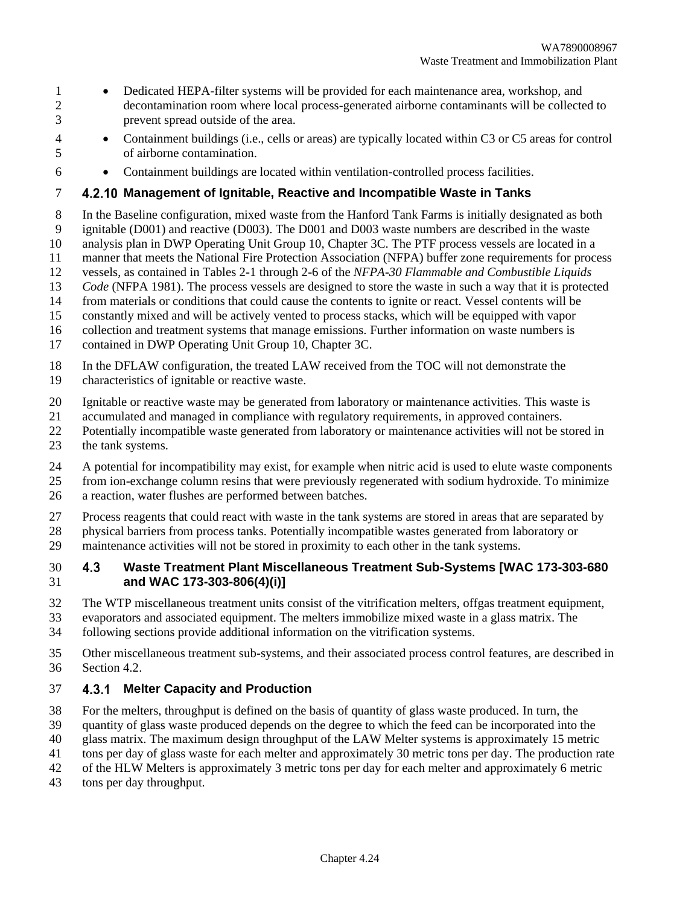- Dedicated HEPA-filter systems will be provided for each maintenance area, workshop, and decontamination room where local process-generated airborne contaminants will be collected to prevent spread outside of the area.
- Containment buildings (i.e., cells or areas) are typically located within C3 or C5 areas for control of airborne contamination.
- Containment buildings are located within ventilation-controlled process facilities.

### 4.2.10 Management of Ignitable, Reactive and Incompatible Waste in Tanks

In the Baseline configuration, mixed waste from the Hanford Tank Farms is initially designated as both ignitable (D001) and reactive (D003). The D001 and D003 waste numbers are described in the waste analysis plan in DWP Operating Unit Group 10, Chapter 3C. The PTF process vessels are located in a manner that meets the National Fire Protection Association (NFPA) buffer zone requirements for process vessels, as contained in Tables 2-1 through 2-6 of the *NFPA-30 Flammable and Combustible Liquids Code* (NFPA 1981). The process vessels are designed to store the waste in such a way that it is protected from materials or conditions that could cause the contents to ignite or react. Vessel contents will be constantly mixed and will be actively vented to process stacks, which will be equipped with vapor collection and treatment systems that manage emissions. Further information on waste numbers is contained in DWP Operating Unit Group 10, Chapter 3C.

In the DFLAW configuration, the treated LAW received from the TOC will not demonstrate the characteristics of ignitable or reactive waste.

Ignitable or reactive waste may be generated from laboratory or maintenance activities. This waste is accumulated and managed in compliance with regulatory requirements, in approved containers. Potentially incompatible waste generated from laboratory or maintenance activities will not be stored in the tank systems.

A potential for incompatibility may exist, for example when nitric acid is used to elute waste components from ion-exchange column resins that were previously regenerated with sodium hydroxide. To minimize a reaction, water flushes are performed between batches.

Process reagents that could react with waste in the tank systems are stored in areas that are separated by physical barriers from process tanks. Potentially incompatible wastes generated from laboratory or maintenance activities will not be stored in proximity to each other in the tank systems.

## 4.3 Waste Treatment Plant Miscellaneous Treatment Sub-Systems [WAC 173-303-680 and WAC 173-303-806(4)(i)]

The WTP miscellaneous treatment units consist of the vitrification melters, offgas treatment equipment, evaporators and associated equipment. The melters immobilize mixed waste in a glass matrix. The following sections provide additional information on the vitrification systems.

Other miscellaneous treatment sub-systems, and their associated process control features, are described in Section 4.2.

### 4.3.1 Melter Capacity and Production

For the melters, throughput is defined on the basis of quantity of glass waste produced. In turn, the quantity of glass waste produced depends on the degree to which the feed can be incorporated into the glass matrix. The maximum design throughput of the LAW Melter systems is approximately 15 metric tons per day of glass waste for each melter and approximately 30 metric tons per day. The production rate of the HLW Melters is approximately 3 metric tons per day for each melter and approximately 6 metric tons per day throughput.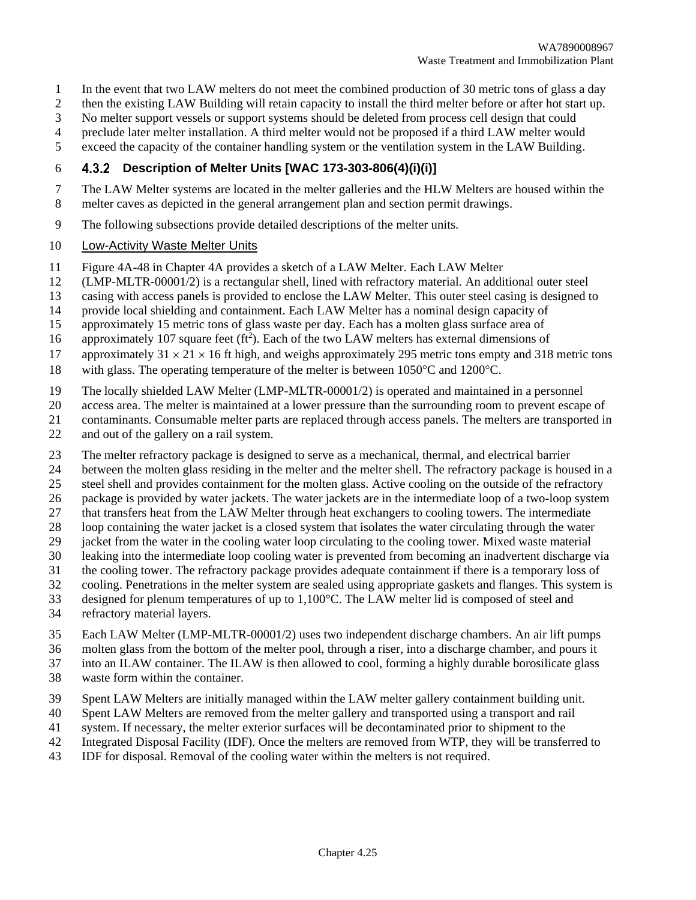In the event that two LAW melters do not meet the combined production of 30 metric tons of glass a day then the existing LAW Building will retain capacity to install the third melter before or after hot start up. No melter support vessels or support systems should be deleted from process cell design that could preclude later melter installation. A third melter would not be proposed if a third LAW melter would exceed the capacity of the container handling system or the ventilation system in the LAW Building.

### 4.3.2 Description of Melter Units [WAC 173-303-806(4)(i)(i)]

The LAW Melter systems are located in the melter galleries and the HLW Melters are housed within the melter caves as depicted in the general arrangement plan and section permit drawings.

The following subsections provide detailed descriptions of the melter units.

Low-Activity Waste Melter Units

Figure 4A-48 in Chapter 4A provides a sketch of a LAW Melter. Each LAW Melter (LMP-MLTR-00001/2) is a rectangular shell, lined with refractory material. An additional outer steel casing with access panels is provided to enclose the LAW Melter. This outer steel casing is designed to provide local shielding and containment. Each LAW Melter has a nominal design capacity of approximately 15 metric tons of glass waste per day. Each has a molten glass surface area of approximately 107 square feet ($ft^2$). Each of the two LAW melters has external dimensions of approximately $31 \times 21 \times 16$ ft high, and weighs approximately 295 metric tons empty and 318 metric tons with glass. The operating temperature of the melter is between 1050°C and 1200°C.

The locally shielded LAW Melter (LMP-MLTR-00001/2) is operated and maintained in a personnel access area. The melter is maintained at a lower pressure than the surrounding room to prevent escape of contaminants. Consumable melter parts are replaced through access panels. The melters are transported in and out of the gallery on a rail system.

The melter refractory package is designed to serve as a mechanical, thermal, and electrical barrier between the molten glass residing in the melter and the melter shell. The refractory package is housed in a steel shell and provides containment for the molten glass. Active cooling on the outside of the refractory package is provided by water jackets. The water jackets are in the intermediate loop of a two-loop system that transfers heat from the LAW Melter through heat exchangers to cooling towers. The intermediate loop containing the water jacket is a closed system that isolates the water circulating through the water jacket from the water in the cooling water loop circulating to the cooling tower. Mixed waste material leaking into the intermediate loop cooling water is prevented from becoming an inadvertent discharge via the cooling tower. The refractory package provides adequate containment if there is a temporary loss of cooling. Penetrations in the melter system are sealed using appropriate gaskets and flanges. This system is designed for plenum temperatures of up to 1,100°C. The LAW melter lid is composed of steel and refractory material layers.

Each LAW Melter (LMP-MLTR-00001/2) uses two independent discharge chambers. An air lift pumps molten glass from the bottom of the melter pool, through a riser, into a discharge chamber, and pours it into an ILAW container. The ILAW is then allowed to cool, forming a highly durable borosilicate glass waste form within the container.

Spent LAW Melters are initially managed within the LAW melter gallery containment building unit. Spent LAW Melters are removed from the melter gallery and transported using a transport and rail system. If necessary, the melter exterior surfaces will be decontaminated prior to shipment to the Integrated Disposal Facility (IDF). Once the melters are removed from WTP, they will be transferred to IDF for disposal. Removal of the cooling water within the melters is not required.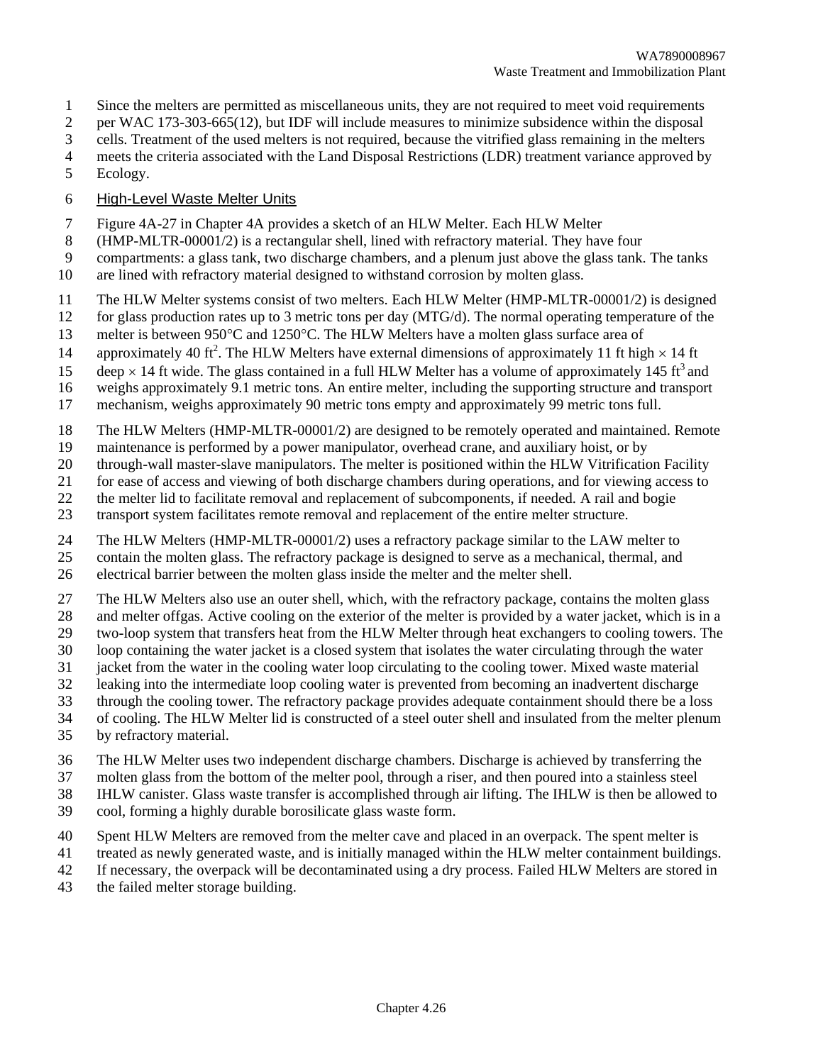Since the melters are permitted as miscellaneous units, they are not required to meet void requirements per WAC 173-303-665(12), but IDF will include measures to minimize subsidence within the disposal cells. Treatment of the used melters is not required, because the vitrified glass remaining in the melters meets the criteria associated with the Land Disposal Restrictions (LDR) treatment variance approved by Ecology.

High-Level Waste Melter Units

Figure 4A-27 in Chapter 4A provides a sketch of an HLW Melter. Each HLW Melter (HMP-MLTR-00001/2) is a rectangular shell, lined with refractory material. They have four compartments: a glass tank, two discharge chambers, and a plenum just above the glass tank. The tanks are lined with refractory material designed to withstand corrosion by molten glass.

The HLW Melter systems consist of two melters. Each HLW Melter (HMP-MLTR-00001/2) is designed for glass production rates up to 3 metric tons per day (MTG/d). The normal operating temperature of the melter is between 950°C and 1250°C. The HLW Melters have a molten glass surface area of approximately 40 $ft^2$. The HLW Melters have external dimensions of approximately 11 ft high × 14 ft deep × 14 ft wide. The glass contained in a full HLW Melter has a volume of approximately 145 $ft^3$ and weighs approximately 9.1 metric tons. An entire melter, including the supporting structure and transport mechanism, weighs approximately 90 metric tons empty and approximately 99 metric tons full.

The HLW Melters (HMP-MLTR-00001/2) are designed to be remotely operated and maintained. Remote maintenance is performed by a power manipulator, overhead crane, and auxiliary hoist, or by through-wall master-slave manipulators. The melter is positioned within the HLW Vitrification Facility for ease of access and viewing of both discharge chambers during operations, and for viewing access to the melter lid to facilitate removal and replacement of subcomponents, if needed. A rail and bogie transport system facilitates remote removal and replacement of the entire melter structure.

The HLW Melters (HMP-MLTR-00001/2) uses a refractory package similar to the LAW melter to contain the molten glass. The refractory package is designed to serve as a mechanical, thermal, and electrical barrier between the molten glass inside the melter and the melter shell.

The HLW Melters also use an outer shell, which, with the refractory package, contains the molten glass and melter offgas. Active cooling on the exterior of the melter is provided by a water jacket, which is in a two-loop system that transfers heat from the HLW Melter through heat exchangers to cooling towers. The loop containing the water jacket is a closed system that isolates the water circulating through the water jacket from the water in the cooling water loop circulating to the cooling tower. Mixed waste material leaking into the intermediate loop cooling water is prevented from becoming an inadvertent discharge through the cooling tower. The refractory package provides adequate containment should there be a loss of cooling. The HLW Melter lid is constructed of a steel outer shell and insulated from the melter plenum by refractory material.

The HLW Melter uses two independent discharge chambers. Discharge is achieved by transferring the molten glass from the bottom of the melter pool, through a riser, and then poured into a stainless steel IHLW canister. Glass waste transfer is accomplished through air lifting. The IHLW is then be allowed to cool, forming a highly durable borosilicate glass waste form.

Spent HLW Melters are removed from the melter cave and placed in an overpack. The spent melter is treated as newly generated waste, and is initially managed within the HLW melter containment buildings. If necessary, the overpack will be decontaminated using a dry process. Failed HLW Melters are stored in the failed melter storage building.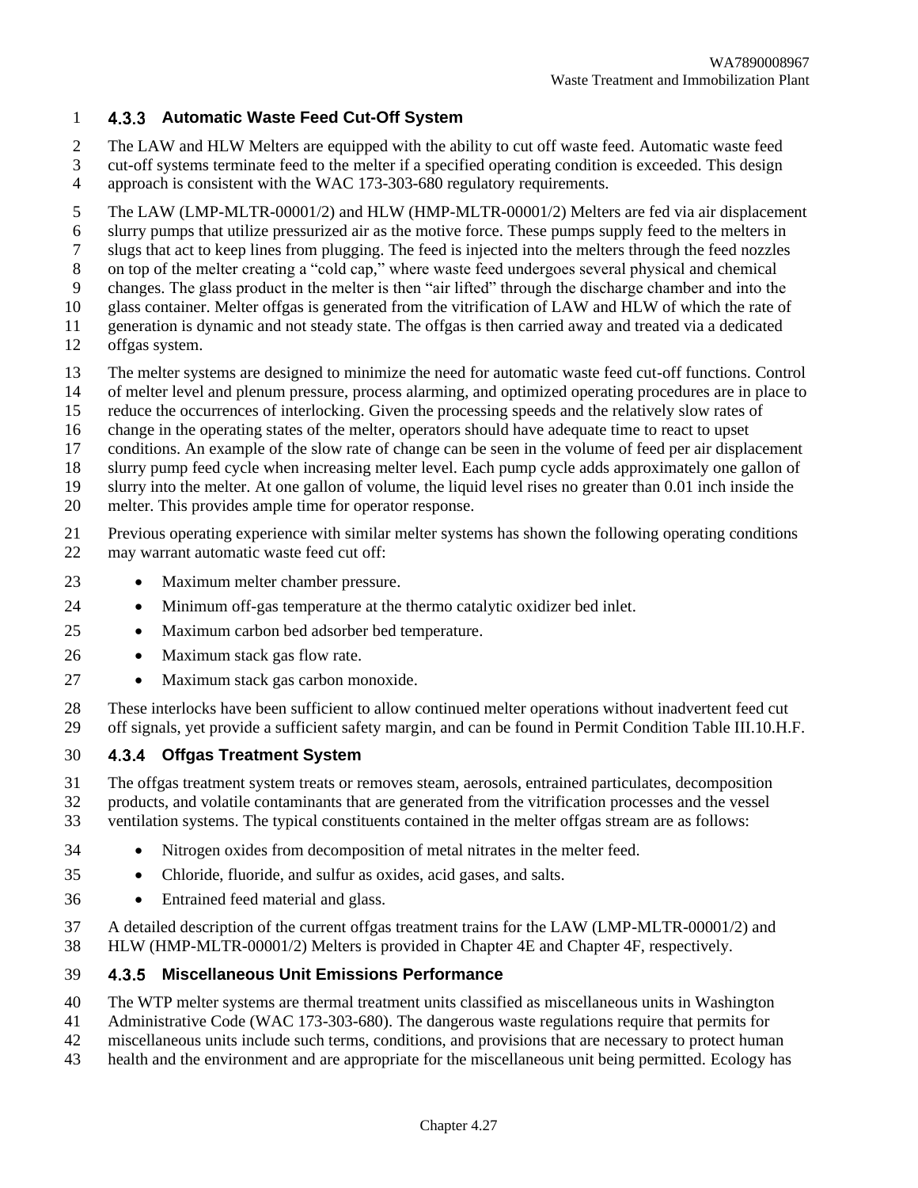### 4.3.3 Automatic Waste Feed Cut-Off System

The LAW and HLW Melters are equipped with the ability to cut off waste feed. Automatic waste feed cut-off systems terminate feed to the melter if a specified operating condition is exceeded. This design approach is consistent with the WAC 173-303-680 regulatory requirements.

The LAW (LMP-MLTR-00001/2) and HLW (HMP-MLTR-00001/2) Melters are fed via air displacement slurry pumps that utilize pressurized air as the motive force. These pumps supply feed to the melters in slugs that act to keep lines from plugging. The feed is injected into the melters through the feed nozzles on top of the melter creating a "cold cap," where waste feed undergoes several physical and chemical changes. The glass product in the melter is then "air lifted" through the discharge chamber and into the glass container. Melter offgas is generated from the vitrification of LAW and HLW of which the rate of generation is dynamic and not steady state. The offgas is then carried away and treated via a dedicated offgas system.

The melter systems are designed to minimize the need for automatic waste feed cut-off functions. Control of melter level and plenum pressure, process alarming, and optimized operating procedures are in place to reduce the occurrences of interlocking. Given the processing speeds and the relatively slow rates of change in the operating states of the melter, operators should have adequate time to react to upset conditions. An example of the slow rate of change can be seen in the volume of feed per air displacement slurry pump feed cycle when increasing melter level. Each pump cycle adds approximately one gallon of slurry into the melter. At one gallon of volume, the liquid level rises no greater than 0.01 inch inside the melter. This provides ample time for operator response.

Previous operating experience with similar melter systems has shown the following operating conditions may warrant automatic waste feed cut off:

- Maximum melter chamber pressure.
- Minimum off-gas temperature at the thermo catalytic oxidizer bed inlet.
- Maximum carbon bed adsorber bed temperature.
- Maximum stack gas flow rate.
- Maximum stack gas carbon monoxide.

These interlocks have been sufficient to allow continued melter operations without inadvertent feed cut off signals, yet provide a sufficient safety margin, and can be found in Permit Condition Table III.10.H.F.

### 4.3.4 Offgas Treatment System

The offgas treatment system treats or removes steam, aerosols, entrained particulates, decomposition products, and volatile contaminants that are generated from the vitrification processes and the vessel ventilation systems. The typical constituents contained in the melter offgas stream are as follows:

- Nitrogen oxides from decomposition of metal nitrates in the melter feed.
- Chloride, fluoride, and sulfur as oxides, acid gases, and salts.
- Entrained feed material and glass.

A detailed description of the current offgas treatment trains for the LAW (LMP-MLTR-00001/2) and HLW (HMP-MLTR-00001/2) Melters is provided in Chapter 4E and Chapter 4F, respectively.

### 4.3.5 Miscellaneous Unit Emissions Performance

The WTP melter systems are thermal treatment units classified as miscellaneous units in Washington Administrative Code (WAC 173-303-680). The dangerous waste regulations require that permits for miscellaneous units include such terms, conditions, and provisions that are necessary to protect human health and the environment and are appropriate for the miscellaneous unit being permitted. Ecology has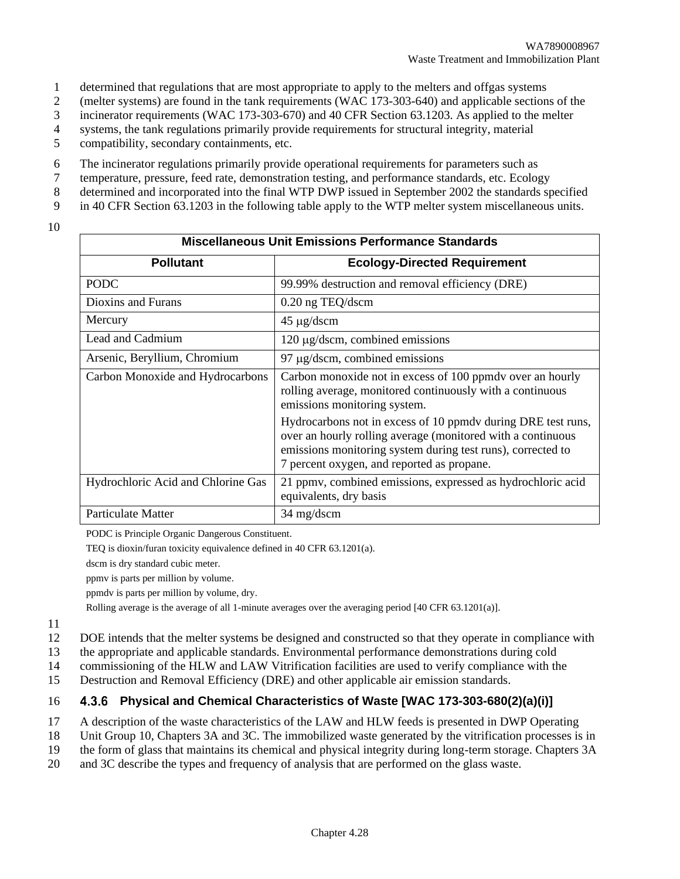determined that regulations that are most appropriate to apply to the melters and offgas systems (melter systems) are found in the tank requirements (WAC 173-303-640) and applicable sections of the incinerator requirements (WAC 173-303-670) and 40 CFR Section 63.1203. As applied to the melter systems, the tank regulations primarily provide requirements for structural integrity, material compatibility, secondary containments, etc.

The incinerator regulations primarily provide operational requirements for parameters such as temperature, pressure, feed rate, demonstration testing, and performance standards, etc. Ecology determined and incorporated into the final WTP DWP issued in September 2002 the standards specified in 40 CFR Section 63.1203 in the following table apply to the WTP melter system miscellaneous units.

| Miscellaneous Unit Emissions Performance Standards | |
|---|---|
| **Pollutant** | **Ecology-Directed Requirement** |
| PODC | 99.99% destruction and removal efficiency (DRE) |
| Dioxins and Furans | 0.20 ng TEQ/dscm |
| Mercury | 45 μg/dscm |
| Lead and Cadmium | 120 μg/dscm, combined emissions |
| Arsenic, Beryllium, Chromium | 97 μg/dscm, combined emissions |
| Carbon Monoxide and Hydrocarbons | Carbon monoxide not in excess of 100 ppmdv over an hourly rolling average, monitored continuously with a continuous emissions monitoring system. Hydrocarbons not in excess of 10 ppmdv during DRE test runs, over an hourly rolling average (monitored with a continuous emissions monitoring system during test runs), corrected to 7 percent oxygen, and reported as propane. |
| Hydrochloric Acid and Chlorine Gas | 21 ppmv, combined emissions, expressed as hydrochloric acid equivalents, dry basis |
| Particulate Matter | 34 mg/dscm |

PODC is Principle Organic Dangerous Constituent.

TEQ is dioxin/furan toxicity equivalence defined in 40 CFR 63.1201(a).

dscm is dry standard cubic meter.

ppmv is parts per million by volume.

ppmdv is parts per million by volume, dry.

Rolling average is the average of all 1-minute averages over the averaging period [40 CFR 63.1201(a)].

DOE intends that the melter systems be designed and constructed so that they operate in compliance with the appropriate and applicable standards. Environmental performance demonstrations during cold commissioning of the HLW and LAW Vitrification facilities are used to verify compliance with the Destruction and Removal Efficiency (DRE) and other applicable air emission standards.

### 4.3.6 Physical and Chemical Characteristics of Waste [WAC 173-303-680(2)(a)(i)]

A description of the waste characteristics of the LAW and HLW feeds is presented in DWP Operating Unit Group 10, Chapters 3A and 3C. The immobilized waste generated by the vitrification processes is in the form of glass that maintains its chemical and physical integrity during long-term storage. Chapters 3A and 3C describe the types and frequency of analysis that are performed on the glass waste.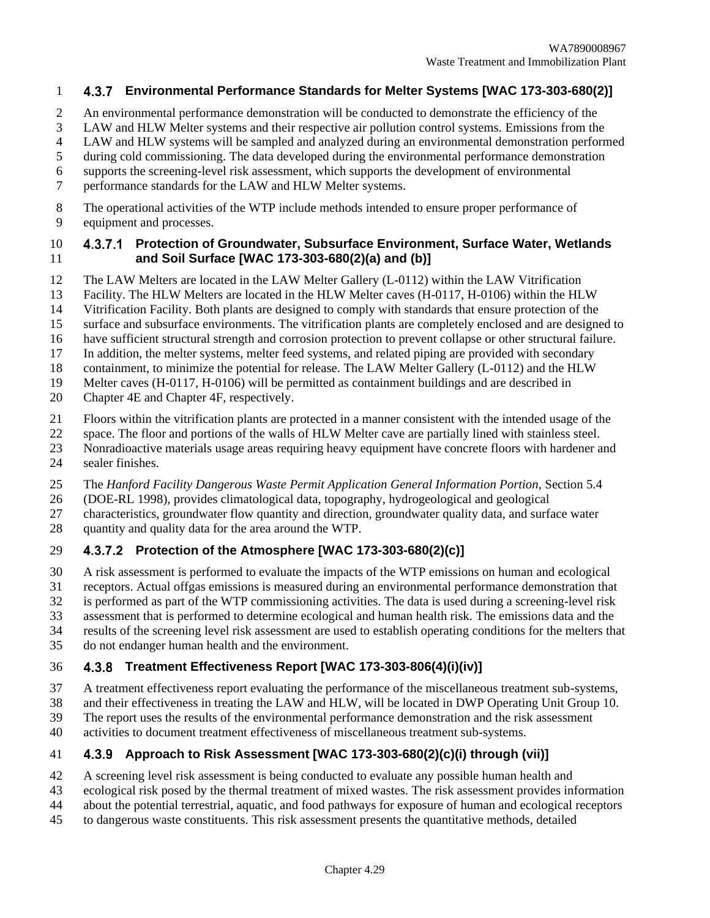### 4.3.7 Environmental Performance Standards for Melter Systems [WAC 173-303-680(2)]

An environmental performance demonstration will be conducted to demonstrate the efficiency of the LAW and HLW Melter systems and their respective air pollution control systems. Emissions from the LAW and HLW systems will be sampled and analyzed during an environmental demonstration performed during cold commissioning. The data developed during the environmental performance demonstration supports the screening-level risk assessment, which supports the development of environmental performance standards for the LAW and HLW Melter systems.

The operational activities of the WTP include methods intended to ensure proper performance of equipment and processes.

#### 4.3.7.1 Protection of Groundwater, Subsurface Environment, Surface Water, Wetlands and Soil Surface [WAC 173-303-680(2)(a) and (b)]

The LAW Melters are located in the LAW Melter Gallery (L-0112) within the LAW Vitrification Facility. The HLW Melters are located in the HLW Melter caves (H-0117, H-0106) within the HLW Vitrification Facility. Both plants are designed to comply with standards that ensure protection of the surface and subsurface environments. The vitrification plants are completely enclosed and are designed to have sufficient structural strength and corrosion protection to prevent collapse or other structural failure. In addition, the melter systems, melter feed systems, and related piping are provided with secondary containment, to minimize the potential for release. The LAW Melter Gallery (L-0112) and the HLW Melter caves (H-0117, H-0106) will be permitted as containment buildings and are described in Chapter 4E and Chapter 4F, respectively.

Floors within the vitrification plants are protected in a manner consistent with the intended usage of the space. The floor and portions of the walls of HLW Melter cave are partially lined with stainless steel. Nonradioactive materials usage areas requiring heavy equipment have concrete floors with hardener and sealer finishes.

The *Hanford Facility Dangerous Waste Permit Application General Information Portion*, Section 5.4 (DOE-RL 1998), provides climatological data, topography, hydrogeological and geological characteristics, groundwater flow quantity and direction, groundwater quality data, and surface water quantity and quality data for the area around the WTP.

#### 4.3.7.2 Protection of the Atmosphere [WAC 173-303-680(2)(c)]

A risk assessment is performed to evaluate the impacts of the WTP emissions on human and ecological receptors. Actual offgas emissions is measured during an environmental performance demonstration that is performed as part of the WTP commissioning activities. The data is used during a screening-level risk assessment that is performed to determine ecological and human health risk. The emissions data and the results of the screening level risk assessment are used to establish operating conditions for the melters that do not endanger human health and the environment.

### 4.3.8 Treatment Effectiveness Report [WAC 173-303-806(4)(i)(iv)]

A treatment effectiveness report evaluating the performance of the miscellaneous treatment sub-systems, and their effectiveness in treating the LAW and HLW, will be located in DWP Operating Unit Group 10. The report uses the results of the environmental performance demonstration and the risk assessment activities to document treatment effectiveness of miscellaneous treatment sub-systems.

### 4.3.9 Approach to Risk Assessment [WAC 173-303-680(2)(c)(i) through (vii)]

A screening level risk assessment is being conducted to evaluate any possible human health and ecological risk posed by the thermal treatment of mixed wastes. The risk assessment provides information about the potential terrestrial, aquatic, and food pathways for exposure of human and ecological receptors to dangerous waste constituents. This risk assessment presents the quantitative methods, detailed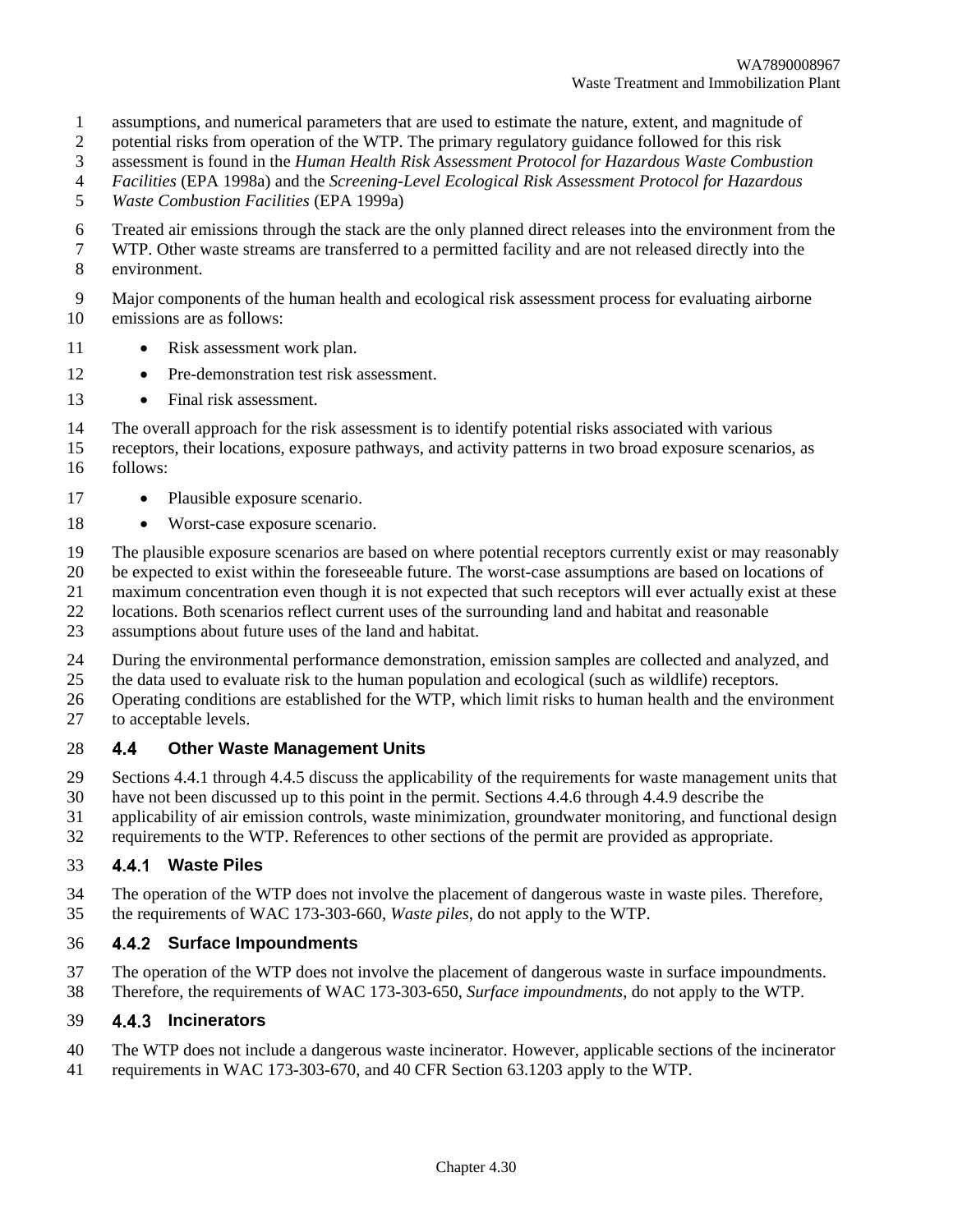assumptions, and numerical parameters that are used to estimate the nature, extent, and magnitude of potential risks from operation of the WTP. The primary regulatory guidance followed for this risk assessment is found in the *Human Health Risk Assessment Protocol for Hazardous Waste Combustion Facilities* (EPA 1998a) and the *Screening-Level Ecological Risk Assessment Protocol for Hazardous Waste Combustion Facilities* (EPA 1999a)

Treated air emissions through the stack are the only planned direct releases into the environment from the WTP. Other waste streams are transferred to a permitted facility and are not released directly into the environment.

Major components of the human health and ecological risk assessment process for evaluating airborne emissions are as follows:

- Risk assessment work plan.
- Pre-demonstration test risk assessment.
- Final risk assessment.

The overall approach for the risk assessment is to identify potential risks associated with various receptors, their locations, exposure pathways, and activity patterns in two broad exposure scenarios, as follows:

- Plausible exposure scenario.
- Worst-case exposure scenario.

The plausible exposure scenarios are based on where potential receptors currently exist or may reasonably be expected to exist within the foreseeable future. The worst-case assumptions are based on locations of maximum concentration even though it is not expected that such receptors will ever actually exist at these locations. Both scenarios reflect current uses of the surrounding land and habitat and reasonable assumptions about future uses of the land and habitat.

During the environmental performance demonstration, emission samples are collected and analyzed, and the data used to evaluate risk to the human population and ecological (such as wildlife) receptors. Operating conditions are established for the WTP, which limit risks to human health and the environment to acceptable levels.

## 4.4 Other Waste Management Units

Sections 4.4.1 through 4.4.5 discuss the applicability of the requirements for waste management units that have not been discussed up to this point in the permit. Sections 4.4.6 through 4.4.9 describe the applicability of air emission controls, waste minimization, groundwater monitoring, and functional design requirements to the WTP. References to other sections of the permit are provided as appropriate.

### 4.4.1 Waste Piles

The operation of the WTP does not involve the placement of dangerous waste in waste piles. Therefore, the requirements of WAC 173-303-660, *Waste piles*, do not apply to the WTP.

### 4.4.2 Surface Impoundments

The operation of the WTP does not involve the placement of dangerous waste in surface impoundments. Therefore, the requirements of WAC 173-303-650, *Surface impoundments*, do not apply to the WTP.

### 4.4.3 Incinerators

The WTP does not include a dangerous waste incinerator. However, applicable sections of the incinerator requirements in WAC 173-303-670, and 40 CFR Section 63.1203 apply to the WTP.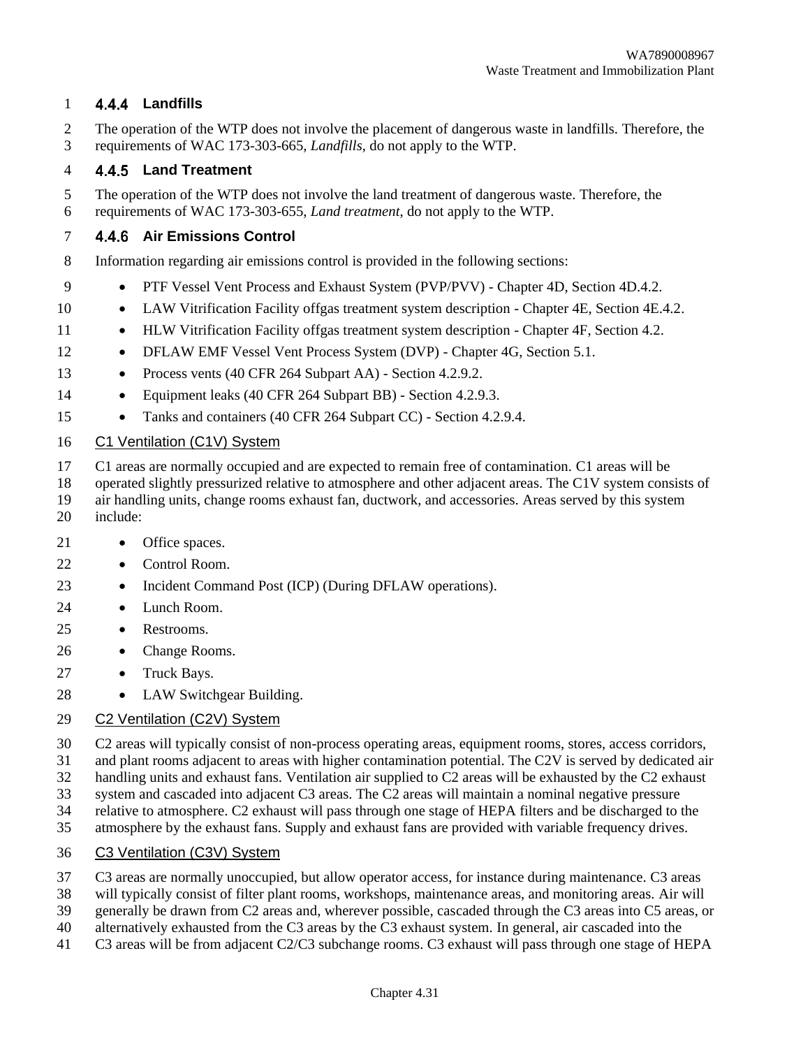#### 4.4.4 Landfills

The operation of the WTP does not involve the placement of dangerous waste in landfills. Therefore, the requirements of WAC 173-303-665, *Landfills*, do not apply to the WTP.

#### 4.4.5 Land Treatment

The operation of the WTP does not involve the land treatment of dangerous waste. Therefore, the requirements of WAC 173-303-655, *Land treatment*, do not apply to the WTP.

#### 4.4.6 Air Emissions Control

Information regarding air emissions control is provided in the following sections:

- PTF Vessel Vent Process and Exhaust System (PVP/PVV) - Chapter 4D, Section 4D.4.2.
- LAW Vitrification Facility offgas treatment system description - Chapter 4E, Section 4E.4.2.
- HLW Vitrification Facility offgas treatment system description - Chapter 4F, Section 4.2.
- DFLAW EMF Vessel Vent Process System (DVP) - Chapter 4G, Section 5.1.
- Process vents (40 CFR 264 Subpart AA) - Section 4.2.9.2.
- Equipment leaks (40 CFR 264 Subpart BB) - Section 4.2.9.3.
- Tanks and containers (40 CFR 264 Subpart CC) - Section 4.2.9.4.

C1 Ventilation (C1V) System

C1 areas are normally occupied and are expected to remain free of contamination. C1 areas will be operated slightly pressurized relative to atmosphere and other adjacent areas. The C1V system consists of air handling units, change rooms exhaust fan, ductwork, and accessories. Areas served by this system include:

- Office spaces.
- Control Room.
- Incident Command Post (ICP) (During DFLAW operations).
- Lunch Room.
- Restrooms.
- Change Rooms.
- Truck Bays.
- LAW Switchgear Building.

C2 Ventilation (C2V) System

C2 areas will typically consist of non-process operating areas, equipment rooms, stores, access corridors, and plant rooms adjacent to areas with higher contamination potential. The C2V is served by dedicated air handling units and exhaust fans. Ventilation air supplied to C2 areas will be exhausted by the C2 exhaust system and cascaded into adjacent C3 areas. The C2 areas will maintain a nominal negative pressure relative to atmosphere. C2 exhaust will pass through one stage of HEPA filters and be discharged to the atmosphere by the exhaust fans. Supply and exhaust fans are provided with variable frequency drives.

C3 Ventilation (C3V) System

C3 areas are normally unoccupied, but allow operator access, for instance during maintenance. C3 areas will typically consist of filter plant rooms, workshops, maintenance areas, and monitoring areas. Air will generally be drawn from C2 areas and, wherever possible, cascaded through the C3 areas into C5 areas, or alternatively exhausted from the C3 areas by the C3 exhaust system. In general, air cascaded into the C3 areas will be from adjacent C2/C3 subchange rooms. C3 exhaust will pass through one stage of HEPA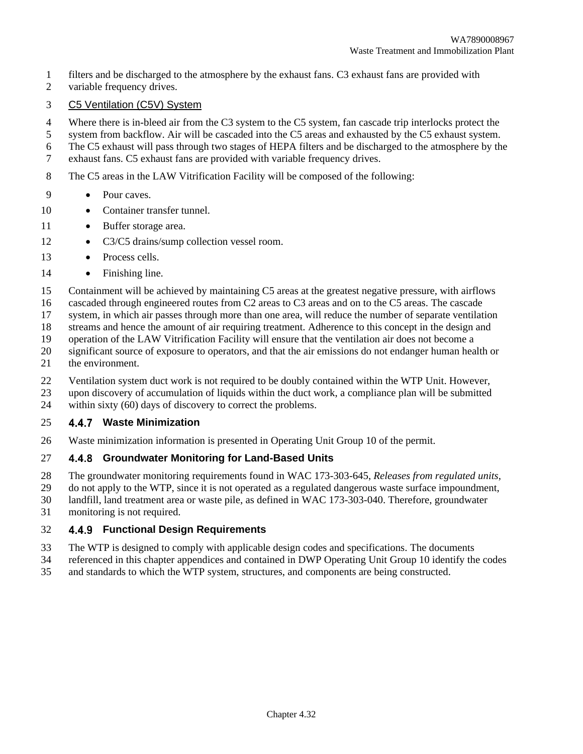filters and be discharged to the atmosphere by the exhaust fans. C3 exhaust fans are provided with variable frequency drives.

C5 Ventilation (C5V) System

Where there is in-bleed air from the C3 system to the C5 system, fan cascade trip interlocks protect the system from backflow. Air will be cascaded into the C5 areas and exhausted by the C5 exhaust system. The C5 exhaust will pass through two stages of HEPA filters and be discharged to the atmosphere by the exhaust fans. C5 exhaust fans are provided with variable frequency drives.

The C5 areas in the LAW Vitrification Facility will be composed of the following:

- Pour caves.
- Container transfer tunnel.
- Buffer storage area.
- C3/C5 drains/sump collection vessel room.
- Process cells.
- Finishing line.

Containment will be achieved by maintaining C5 areas at the greatest negative pressure, with airflows cascaded through engineered routes from C2 areas to C3 areas and on to the C5 areas. The cascade system, in which air passes through more than one area, will reduce the number of separate ventilation streams and hence the amount of air requiring treatment. Adherence to this concept in the design and operation of the LAW Vitrification Facility will ensure that the ventilation air does not become a significant source of exposure to operators, and that the air emissions do not endanger human health or the environment.

Ventilation system duct work is not required to be doubly contained within the WTP Unit. However, upon discovery of accumulation of liquids within the duct work, a compliance plan will be submitted within sixty (60) days of discovery to correct the problems.

### 4.4.7 Waste Minimization

Waste minimization information is presented in Operating Unit Group 10 of the permit.

### 4.4.8 Groundwater Monitoring for Land-Based Units

The groundwater monitoring requirements found in WAC 173-303-645, *Releases from regulated units*, do not apply to the WTP, since it is not operated as a regulated dangerous waste surface impoundment, landfill, land treatment area or waste pile, as defined in WAC 173-303-040. Therefore, groundwater monitoring is not required.

### 4.4.9 Functional Design Requirements

The WTP is designed to comply with applicable design codes and specifications. The documents referenced in this chapter appendices and contained in DWP Operating Unit Group 10 identify the codes and standards to which the WTP system, structures, and components are being constructed.